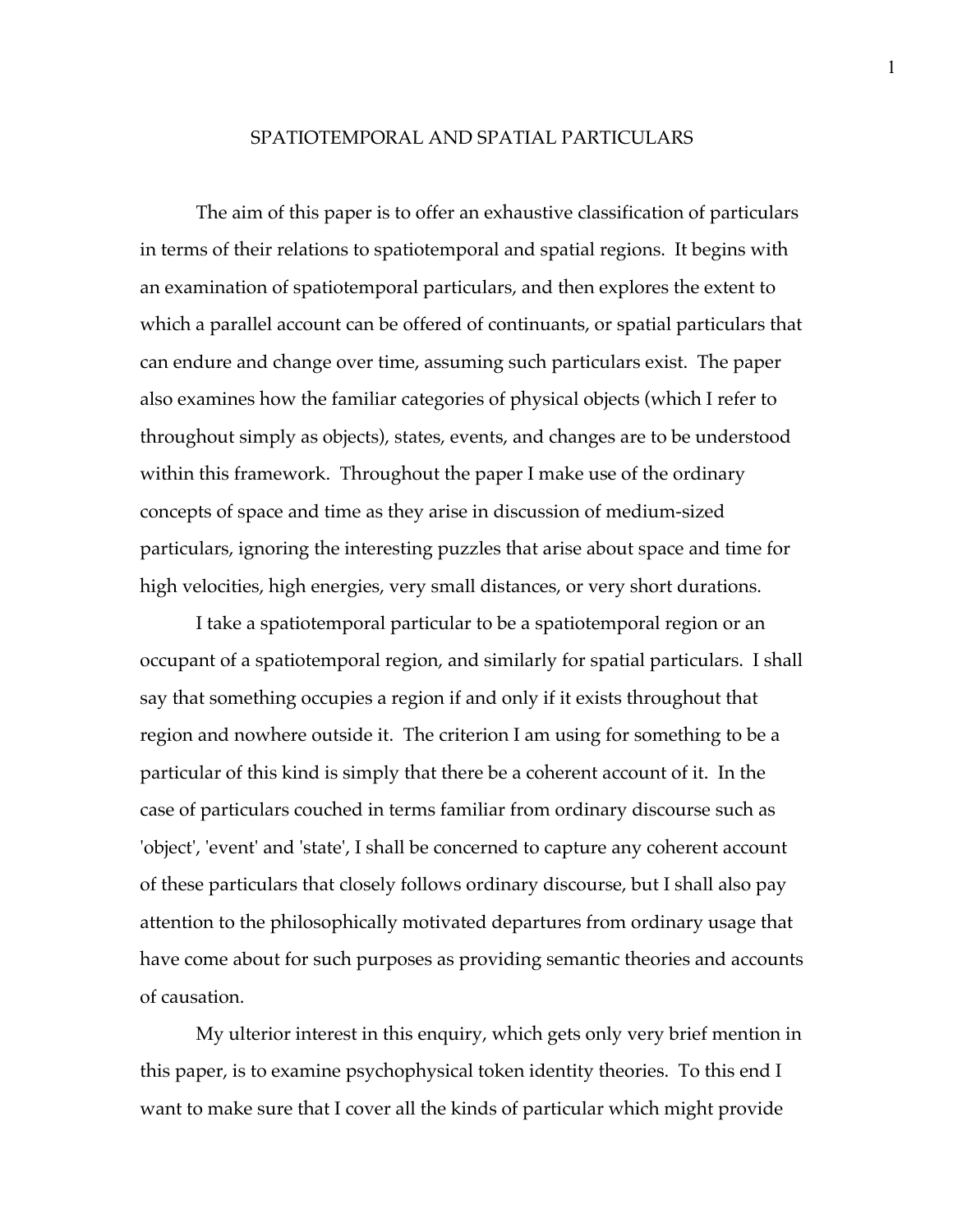# SPATIOTEMPORAL AND SPATIAL PARTICULARS

The aim of this paper is to offer an exhaustive classification of particulars in terms of their relations to spatiotemporal and spatial regions. It begins with an examination of spatiotemporal particulars, and then explores the extent to which a parallel account can be offered of continuants, or spatial particulars that can endure and change over time, assuming such particulars exist. The paper also examines how the familiar categories of physical objects (which I refer to throughout simply as objects), states, events, and changes are to be understood within this framework. Throughout the paper I make use of the ordinary concepts of space and time as they arise in discussion of medium-sized particulars, ignoring the interesting puzzles that arise about space and time for high velocities, high energies, very small distances, or very short durations.

I take a spatiotemporal particular to be a spatiotemporal region or an occupant of a spatiotemporal region, and similarly for spatial particulars. I shall say that something occupies a region if and only if it exists throughout that region and nowhere outside it. The criterion I am using for something to be a particular of this kind is simply that there be a coherent account of it. In the case of particulars couched in terms familiar from ordinary discourse such as 'object', 'event' and 'state', I shall be concerned to capture any coherent account of these particulars that closely follows ordinary discourse, but I shall also pay attention to the philosophically motivated departures from ordinary usage that have come about for such purposes as providing semantic theories and accounts of causation.

My ulterior interest in this enquiry, which gets only very brief mention in this paper, is to examine psychophysical token identity theories. To this end I want to make sure that I cover all the kinds of particular which might provide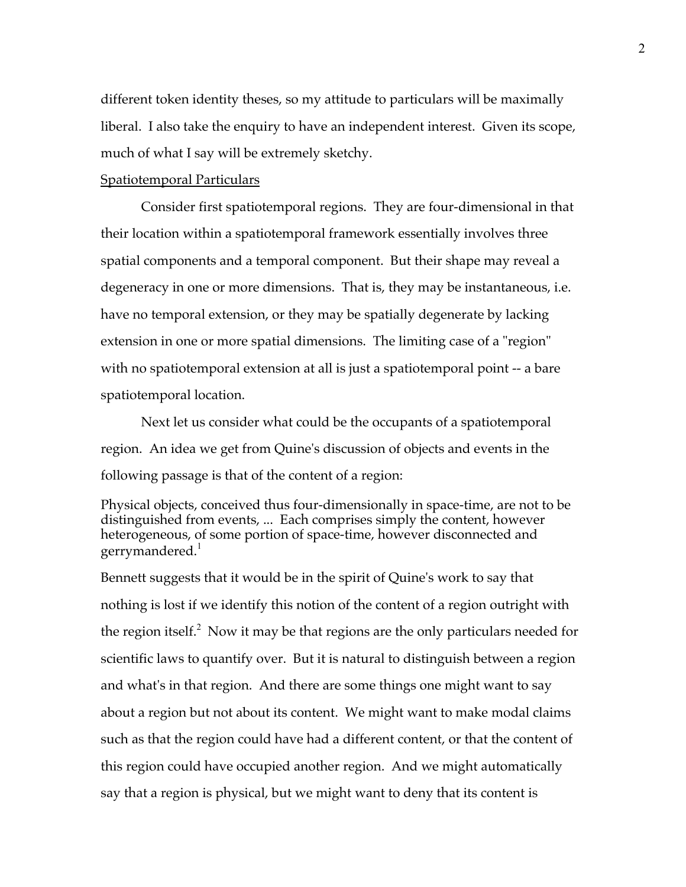different token identity theses, so my attitude to particulars will be maximally liberal. I also take the enquiry to have an independent interest. Given its scope, much of what I say will be extremely sketchy.

## Spatiotemporal Particulars

Consider first spatiotemporal regions. They are four-dimensional in that their location within a spatiotemporal framework essentially involves three spatial components and a temporal component. But their shape may reveal a degeneracy in one or more dimensions. That is, they may be instantaneous, i.e. have no temporal extension, or they may be spatially degenerate by lacking extension in one or more spatial dimensions. The limiting case of a "region" with no spatiotemporal extension at all is just a spatiotemporal point -- a bare spatiotemporal location.

Next let us consider what could be the occupants of a spatiotemporal region. An idea we get from Quine's discussion of objects and events in the following passage is that of the content of a region:

> Physical objects, conceived thus four-dimensionally in space-time, are not to be distinguished from events, ... Each comprises simply the content, however heterogeneous, of some portion of space-time, however disconnected and gerrymandered.[1]

Bennett suggests that it would be in the spirit of Quine's work to say that nothing is lost if we identify this notion of the content of a region outright with the region itself.[2] Now it may be that regions are the only particulars needed for scientific laws to quantify over. But it is natural to distinguish between a region and what's in that region. And there are some things one might want to say about a region but not about its content. We might want to make modal claims such as that the region could have had a different content, or that the content of this region could have occupied another region. And we might automatically say that a region is physical, but we might want to deny that its content is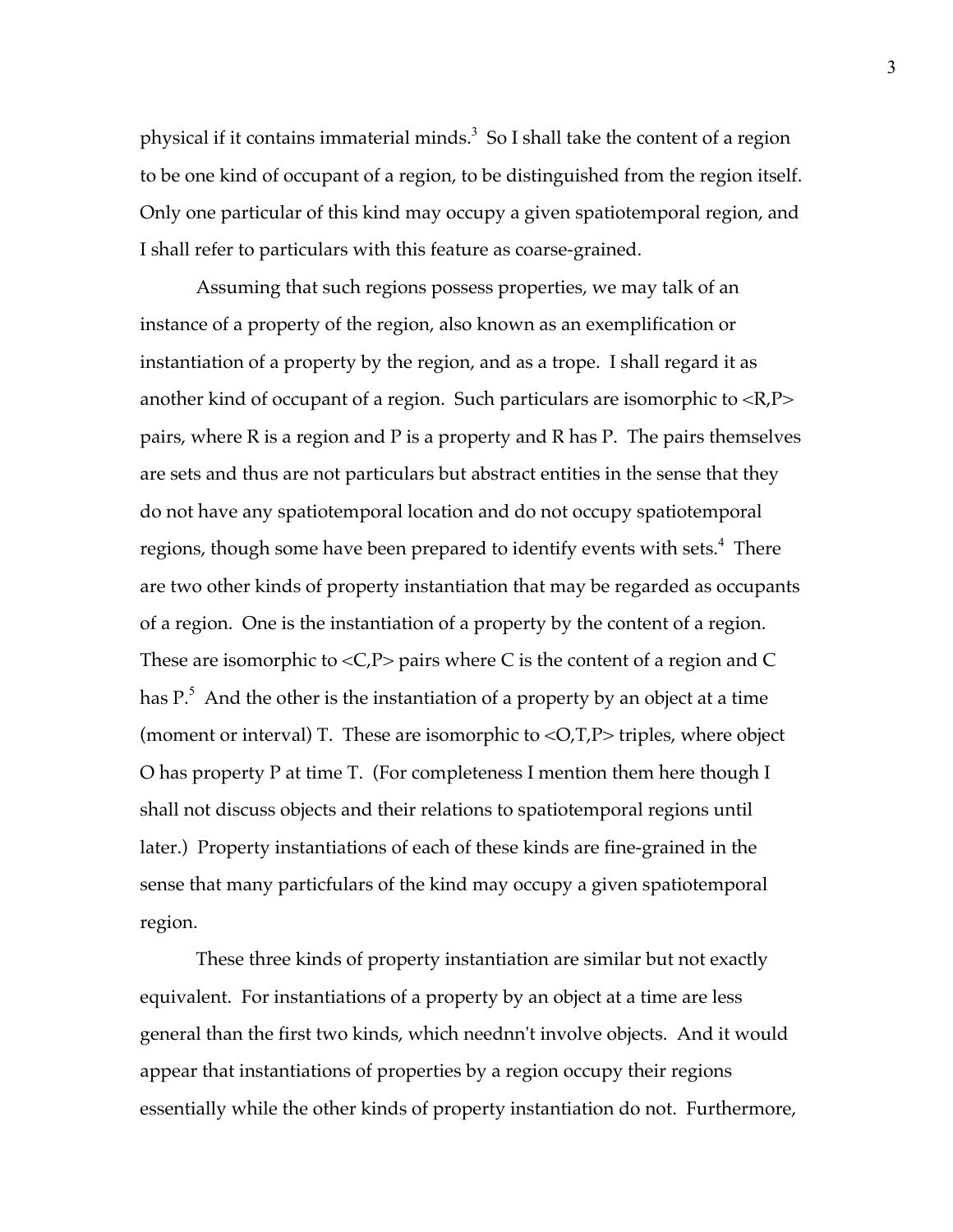physical if it contains immaterial minds.[3] So I shall take the content of a region to be one kind of occupant of a region, to be distinguished from the region itself. Only one particular of this kind may occupy a given spatiotemporal region, and I shall refer to particulars with this feature as coarse-grained.

Assuming that such regions possess properties, we may talk of an instance of a property of the region, also known as an exemplification or instantiation of a property by the region, and as a trope. I shall regard it as another kind of occupant of a region. Such particulars are isomorphic to <R,P> pairs, where R is a region and P is a property and R has P. The pairs themselves are sets and thus are not particulars but abstract entities in the sense that they do not have any spatiotemporal location and do not occupy spatiotemporal regions, though some have been prepared to identify events with sets.[4] There are two other kinds of property instantiation that may be regarded as occupants of a region. One is the instantiation of a property by the content of a region. These are isomorphic to <C,P> pairs where C is the content of a region and C has P.[5] And the other is the instantiation of a property by an object at a time (moment or interval) T. These are isomorphic to <O,T,P> triples, where object O has property P at time T. (For completeness I mention them here though I shall not discuss objects and their relations to spatiotemporal regions until later.) Property instantiations of each of these kinds are fine-grained in the sense that many particulars of the kind may occupy a given spatiotemporal region.

These three kinds of property instantiation are similar but not exactly equivalent. For instantiations of a property by an object at a time are less general than the first two kinds, which neednn't involve objects. And it would appear that instantiations of properties by a region occupy their regions essentially while the other kinds of property instantiation do not. Furthermore,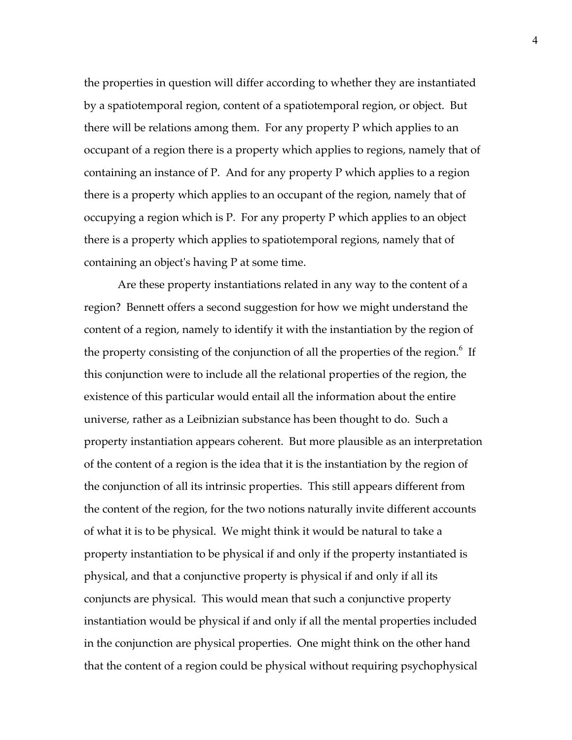the properties in question will differ according to whether they are instantiated by a spatiotemporal region, content of a spatiotemporal region, or object. But there will be relations among them. For any property P which applies to an occupant of a region there is a property which applies to regions, namely that of containing an instance of P. And for any property P which applies to a region there is a property which applies to an occupant of the region, namely that of occupying a region which is P. For any property P which applies to an object there is a property which applies to spatiotemporal regions, namely that of containing an object's having P at some time.

Are these property instantiations related in any way to the content of a region? Bennett offers a second suggestion for how we might understand the content of a region, namely to identify it with the instantiation by the region of the property consisting of the conjunction of all the properties of the region.[6] If this conjunction were to include all the relational properties of the region, the existence of this particular would entail all the information about the entire universe, rather as a Leibnizian substance has been thought to do. Such a property instantiation appears coherent. But more plausible as an interpretation of the content of a region is the idea that it is the instantiation by the region of the conjunction of all its intrinsic properties. This still appears different from the content of the region, for the two notions naturally invite different accounts of what it is to be physical. We might think it would be natural to take a property instantiation to be physical if and only if the property instantiated is physical, and that a conjunctive property is physical if and only if all its conjuncts are physical. This would mean that such a conjunctive property instantiation would be physical if and only if all the mental properties included in the conjunction are physical properties. One might think on the other hand that the content of a region could be physical without requiring psychophysical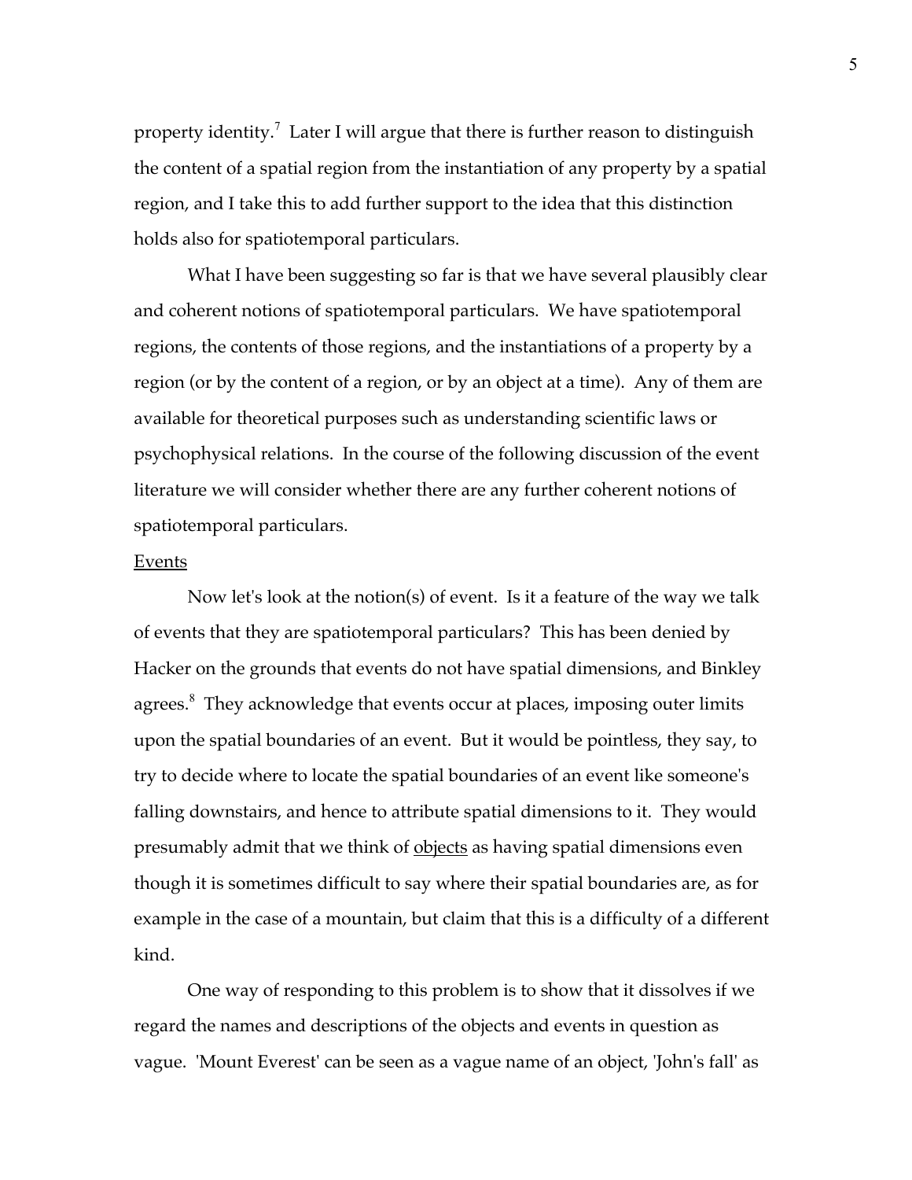property identity.[7] Later I will argue that there is further reason to distinguish the content of a spatial region from the instantiation of any property by a spatial region, and I take this to add further support to the idea that this distinction holds also for spatiotemporal particulars.

What I have been suggesting so far is that we have several plausibly clear and coherent notions of spatiotemporal particulars. We have spatiotemporal regions, the contents of those regions, and the instantiations of a property by a region (or by the content of a region, or by an object at a time). Any of them are available for theoretical purposes such as understanding scientific laws or psychophysical relations. In the course of the following discussion of the event literature we will consider whether there are any further coherent notions of spatiotemporal particulars.

## Events

Now let's look at the notion(s) of event. Is it a feature of the way we talk of events that they are spatiotemporal particulars? This has been denied by Hacker on the grounds that events do not have spatial dimensions, and Binkley agrees.[8] They acknowledge that events occur at places, imposing outer limits upon the spatial boundaries of an event. But it would be pointless, they say, to try to decide where to locate the spatial boundaries of an event like someone's falling downstairs, and hence to attribute spatial dimensions to it. They would presumably admit that we think of objects as having spatial dimensions even though it is sometimes difficult to say where their spatial boundaries are, as for example in the case of a mountain, but claim that this is a difficulty of a different kind.

One way of responding to this problem is to show that it dissolves if we regard the names and descriptions of the objects and events in question as vague. 'Mount Everest' can be seen as a vague name of an object, 'John's fall' as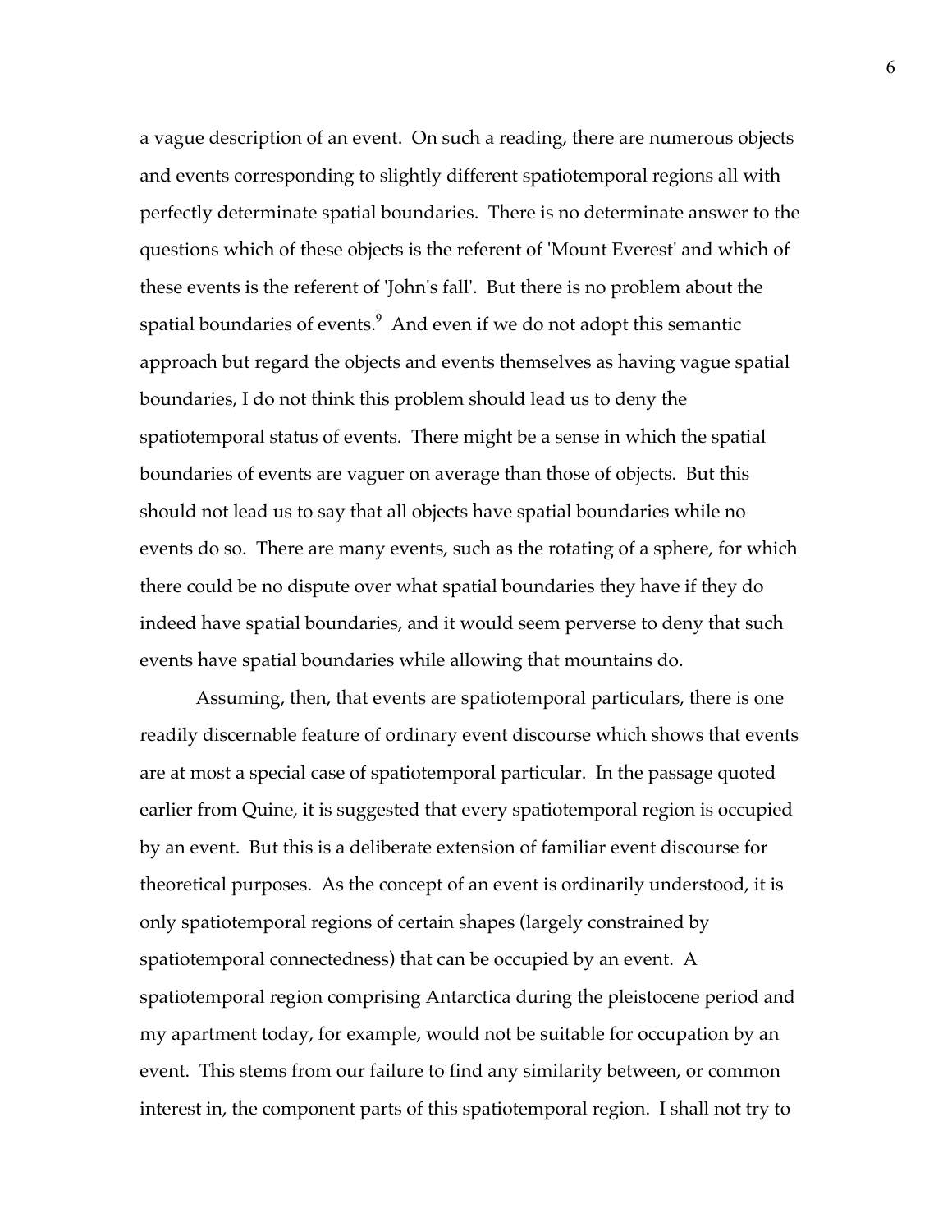a vague description of an event. On such a reading, there are numerous objects and events corresponding to slightly different spatiotemporal regions all with perfectly determinate spatial boundaries. There is no determinate answer to the questions which of these objects is the referent of 'Mount Everest' and which of these events is the referent of 'John's fall'. But there is no problem about the spatial boundaries of events.[9] And even if we do not adopt this semantic approach but regard the objects and events themselves as having vague spatial boundaries, I do not think this problem should lead us to deny the spatiotemporal status of events. There might be a sense in which the spatial boundaries of events are vaguer on average than those of objects. But this should not lead us to say that all objects have spatial boundaries while no events do so. There are many events, such as the rotating of a sphere, for which there could be no dispute over what spatial boundaries they have if they do indeed have spatial boundaries, and it would seem perverse to deny that such events have spatial boundaries while allowing that mountains do.

Assuming, then, that events are spatiotemporal particulars, there is one readily discernable feature of ordinary event discourse which shows that events are at most a special case of spatiotemporal particular. In the passage quoted earlier from Quine, it is suggested that every spatiotemporal region is occupied by an event. But this is a deliberate extension of familiar event discourse for theoretical purposes. As the concept of an event is ordinarily understood, it is only spatiotemporal regions of certain shapes (largely constrained by spatiotemporal connectedness) that can be occupied by an event. A spatiotemporal region comprising Antarctica during the pleistocene period and my apartment today, for example, would not be suitable for occupation by an event. This stems from our failure to find any similarity between, or common interest in, the component parts of this spatiotemporal region. I shall not try to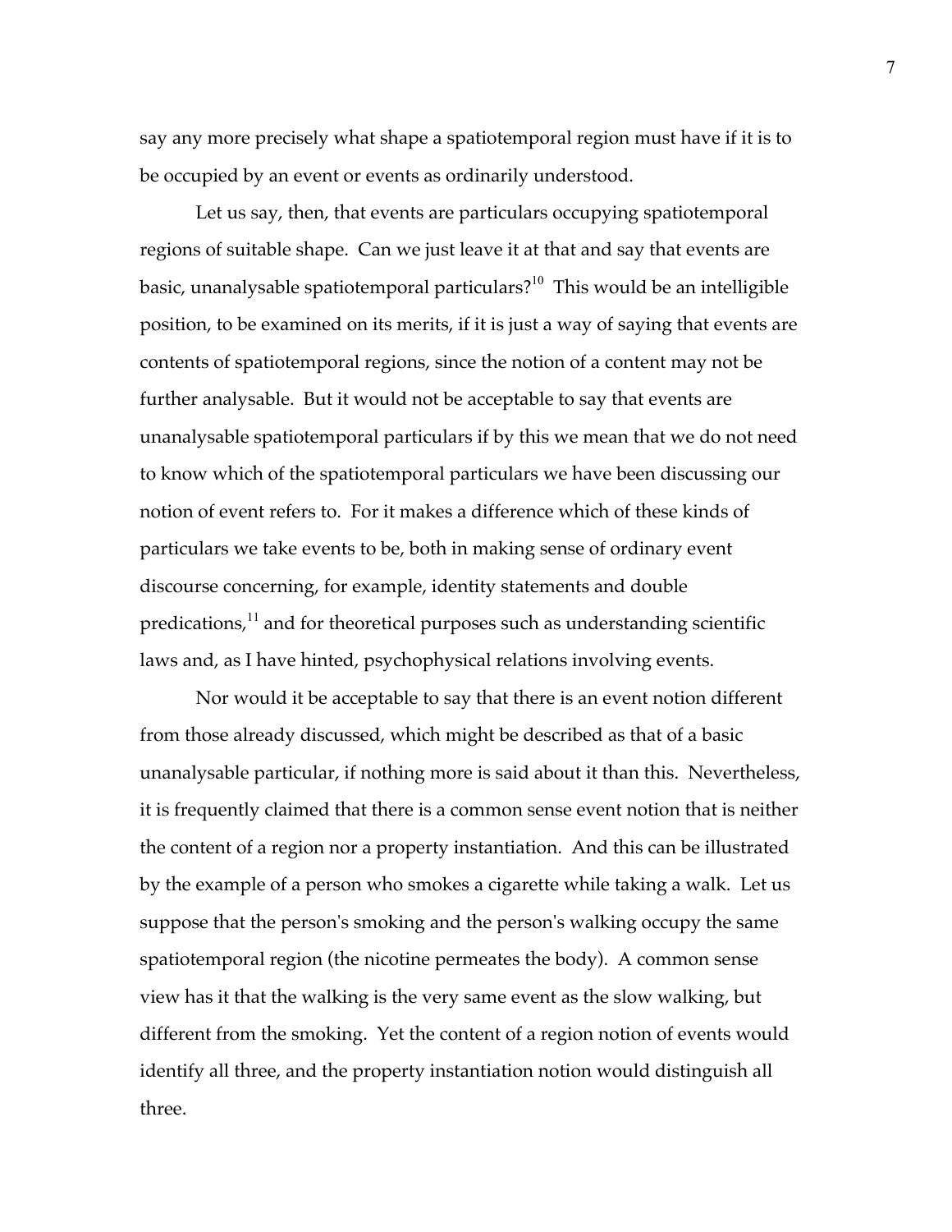say any more precisely what shape a spatiotemporal region must have if it is to be occupied by an event or events as ordinarily understood.

Let us say, then, that events are particulars occupying spatiotemporal regions of suitable shape. Can we just leave it at that and say that events are basic, unanalysable spatiotemporal particulars?[10] This would be an intelligible position, to be examined on its merits, if it is just a way of saying that events are contents of spatiotemporal regions, since the notion of a content may not be further analysable. But it would not be acceptable to say that events are unanalysable spatiotemporal particulars if by this we mean that we do not need to know which of the spatiotemporal particulars we have been discussing our notion of event refers to. For it makes a difference which of these kinds of particulars we take events to be, both in making sense of ordinary event discourse concerning, for example, identity statements and double predications,[11] and for theoretical purposes such as understanding scientific laws and, as I have hinted, psychophysical relations involving events.

Nor would it be acceptable to say that there is an event notion different from those already discussed, which might be described as that of a basic unanalysable particular, if nothing more is said about it than this. Nevertheless, it is frequently claimed that there is a common sense event notion that is neither the content of a region nor a property instantiation. And this can be illustrated by the example of a person who smokes a cigarette while taking a walk. Let us suppose that the person's smoking and the person's walking occupy the same spatiotemporal region (the nicotine permeates the body). A common sense view has it that the walking is the very same event as the slow walking, but different from the smoking. Yet the content of a region notion of events would identify all three, and the property instantiation notion would distinguish all three.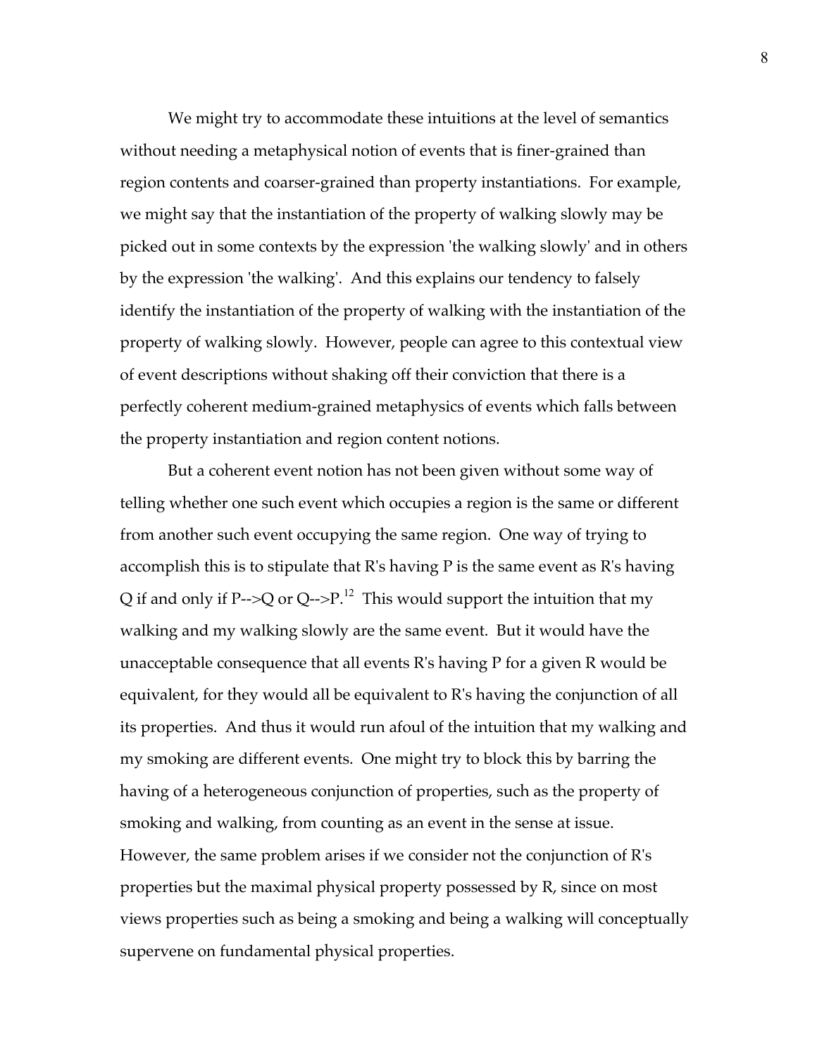We might try to accommodate these intuitions at the level of semantics without needing a metaphysical notion of events that is finer-grained than region contents and coarser-grained than property instantiations. For example, we might say that the instantiation of the property of walking slowly may be picked out in some contexts by the expression 'the walking slowly' and in others by the expression 'the walking'. And this explains our tendency to falsely identify the instantiation of the property of walking with the instantiation of the property of walking slowly. However, people can agree to this contextual view of event descriptions without shaking off their conviction that there is a perfectly coherent medium-grained metaphysics of events which falls between the property instantiation and region content notions.

But a coherent event notion has not been given without some way of telling whether one such event which occupies a region is the same or different from another such event occupying the same region. One way of trying to accomplish this is to stipulate that R's having P is the same event as R's having Q if and only if P-->Q or Q-->P.[12] This would support the intuition that my walking and my walking slowly are the same event. But it would have the unacceptable consequence that all events R's having P for a given R would be equivalent, for they would all be equivalent to R's having the conjunction of all its properties. And thus it would run afoul of the intuition that my walking and my smoking are different events. One might try to block this by barring the having of a heterogeneous conjunction of properties, such as the property of smoking and walking, from counting as an event in the sense at issue. However, the same problem arises if we consider not the conjunction of R's properties but the maximal physical property possessed by R, since on most views properties such as being a smoking and being a walking will conceptually supervene on fundamental physical properties.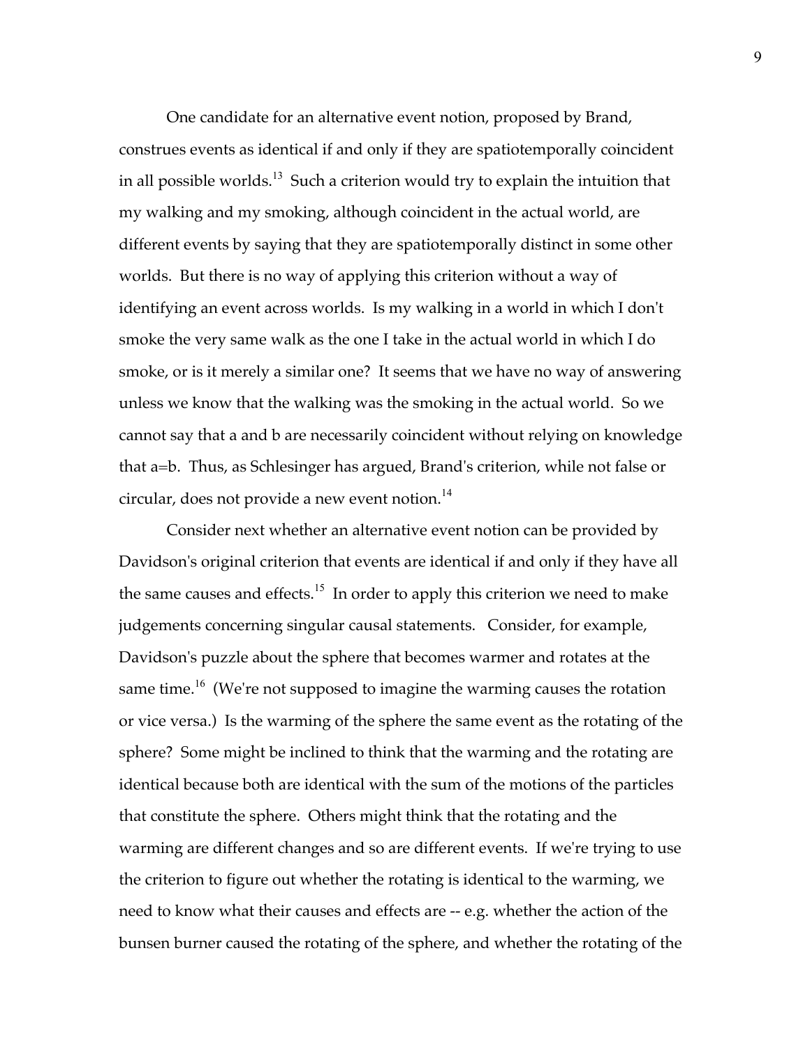One candidate for an alternative event notion, proposed by Brand, construes events as identical if and only if they are spatiotemporally coincident in all possible worlds.[13] Such a criterion would try to explain the intuition that my walking and my smoking, although coincident in the actual world, are different events by saying that they are spatiotemporally distinct in some other worlds. But there is no way of applying this criterion without a way of identifying an event across worlds. Is my walking in a world in which I don't smoke the very same walk as the one I take in the actual world in which I do smoke, or is it merely a similar one? It seems that we have no way of answering unless we know that the walking was the smoking in the actual world. So we cannot say that a and b are necessarily coincident without relying on knowledge that a=b. Thus, as Schlesinger has argued, Brand's criterion, while not false or circular, does not provide a new event notion.[14]

Consider next whether an alternative event notion can be provided by Davidson's original criterion that events are identical if and only if they have all the same causes and effects.[15] In order to apply this criterion we need to make judgements concerning singular causal statements. Consider, for example, Davidson's puzzle about the sphere that becomes warmer and rotates at the same time.[16] (We're not supposed to imagine the warming causes the rotation or vice versa.) Is the warming of the sphere the same event as the rotating of the sphere? Some might be inclined to think that the warming and the rotating are identical because both are identical with the sum of the motions of the particles that constitute the sphere. Others might think that the rotating and the warming are different changes and so are different events. If we're trying to use the criterion to figure out whether the rotating is identical to the warming, we need to know what their causes and effects are -- e.g. whether the action of the bunsen burner caused the rotating of the sphere, and whether the rotating of the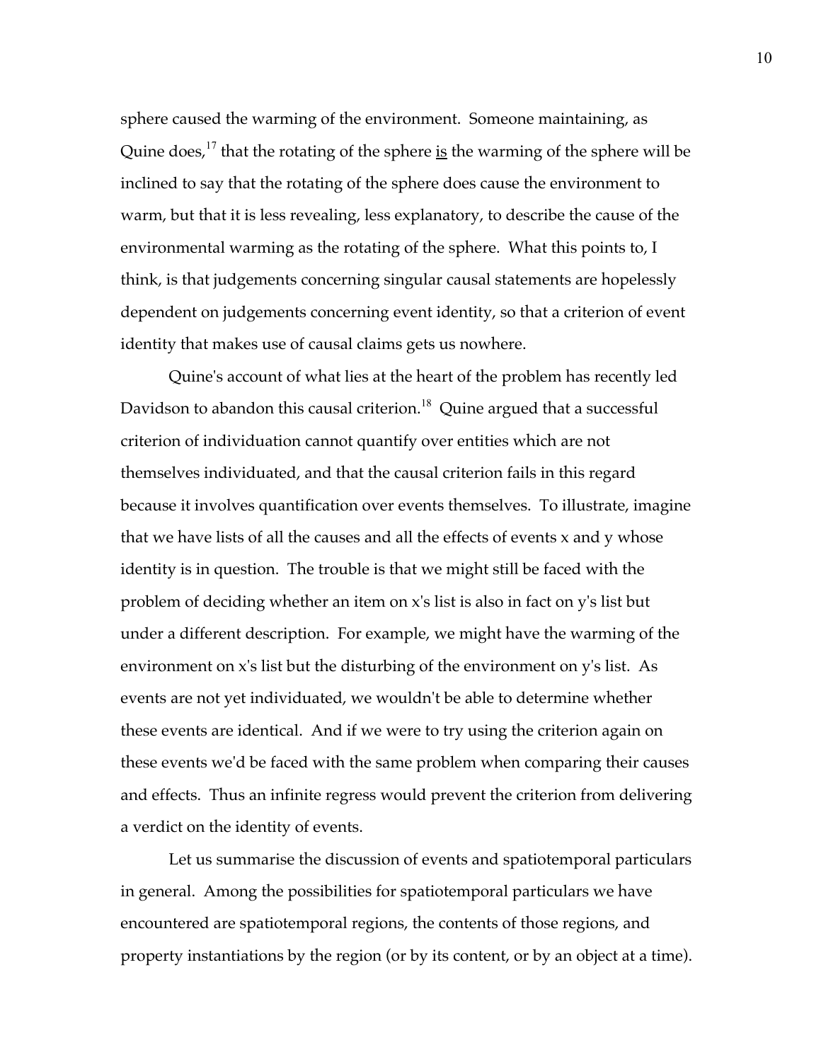sphere caused the warming of the environment. Someone maintaining, as Quine does,[17] that the rotating of the sphere <u>is</u> the warming of the sphere will be inclined to say that the rotating of the sphere does cause the environment to warm, but that it is less revealing, less explanatory, to describe the cause of the environmental warming as the rotating of the sphere. What this points to, I think, is that judgements concerning singular causal statements are hopelessly dependent on judgements concerning event identity, so that a criterion of event identity that makes use of causal claims gets us nowhere.

Quine's account of what lies at the heart of the problem has recently led Davidson to abandon this causal criterion.[18] Quine argued that a successful criterion of individuation cannot quantify over entities which are not themselves individuated, and that the causal criterion fails in this regard because it involves quantification over events themselves. To illustrate, imagine that we have lists of all the causes and all the effects of events x and y whose identity is in question. The trouble is that we might still be faced with the problem of deciding whether an item on x's list is also in fact on y's list but under a different description. For example, we might have the warming of the environment on x's list but the disturbing of the environment on y's list. As events are not yet individuated, we wouldn't be able to determine whether these events are identical. And if we were to try using the criterion again on these events we'd be faced with the same problem when comparing their causes and effects. Thus an infinite regress would prevent the criterion from delivering a verdict on the identity of events.

Let us summarise the discussion of events and spatiotemporal particulars in general. Among the possibilities for spatiotemporal particulars we have encountered are spatiotemporal regions, the contents of those regions, and property instantiations by the region (or by its content, or by an object at a time).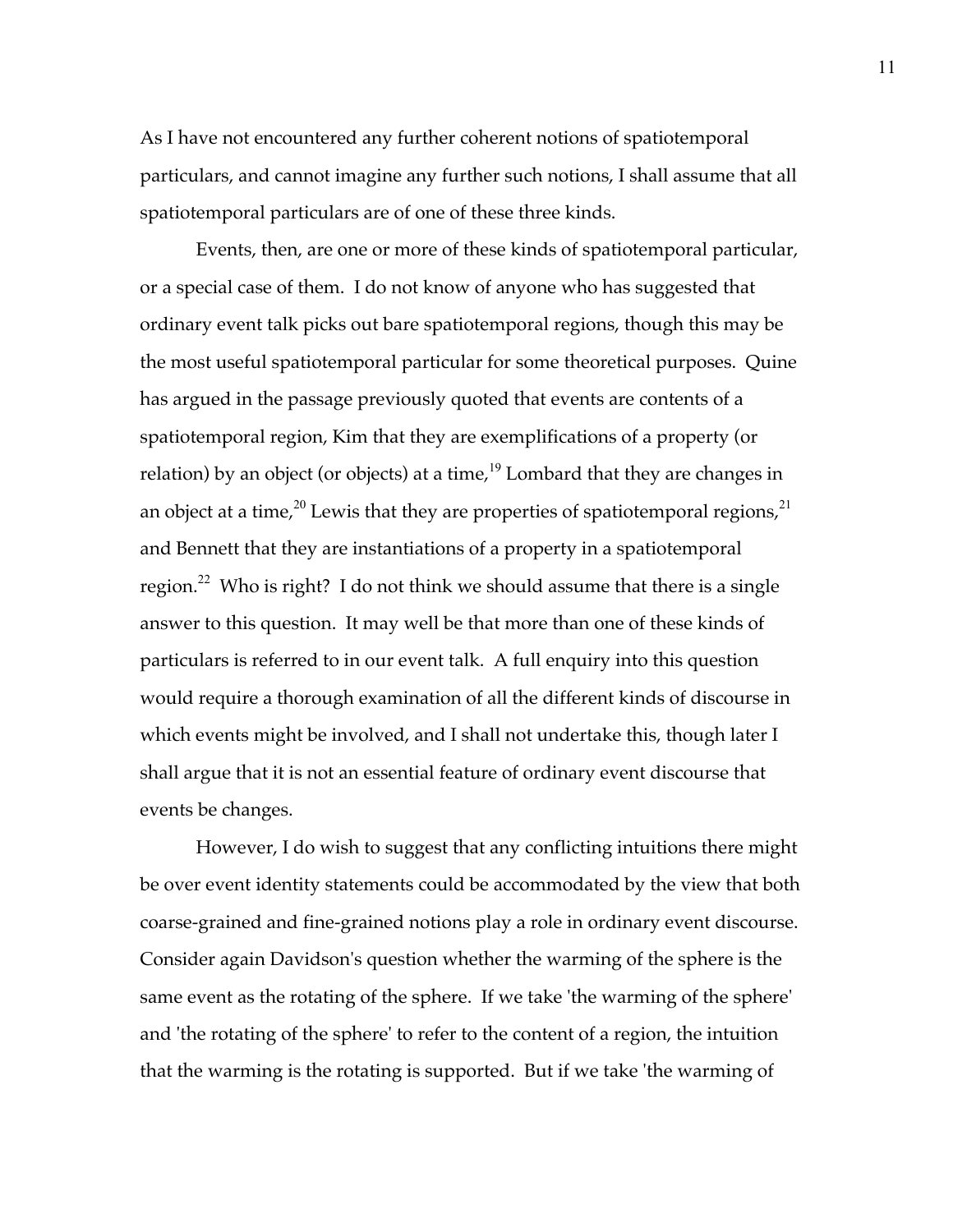As I have not encountered any further coherent notions of spatiotemporal particulars, and cannot imagine any further such notions, I shall assume that all spatiotemporal particulars are of one of these three kinds.

Events, then, are one or more of these kinds of spatiotemporal particular, or a special case of them. I do not know of anyone who has suggested that ordinary event talk picks out bare spatiotemporal regions, though this may be the most useful spatiotemporal particular for some theoretical purposes. Quine has argued in the passage previously quoted that events are contents of a spatiotemporal region, Kim that they are exemplifications of a property (or relation) by an object (or objects) at a time,[19] Lombard that they are changes in an object at a time,[20] Lewis that they are properties of spatiotemporal regions,[21] and Bennett that they are instantiations of a property in a spatiotemporal region.[22] Who is right? I do not think we should assume that there is a single answer to this question. It may well be that more than one of these kinds of particulars is referred to in our event talk. A full enquiry into this question would require a thorough examination of all the different kinds of discourse in which events might be involved, and I shall not undertake this, though later I shall argue that it is not an essential feature of ordinary event discourse that events be changes.

However, I do wish to suggest that any conflicting intuitions there might be over event identity statements could be accommodated by the view that both coarse-grained and fine-grained notions play a role in ordinary event discourse. Consider again Davidson's question whether the warming of the sphere is the same event as the rotating of the sphere. If we take 'the warming of the sphere' and 'the rotating of the sphere' to refer to the content of a region, the intuition that the warming is the rotating is supported. But if we take 'the warming of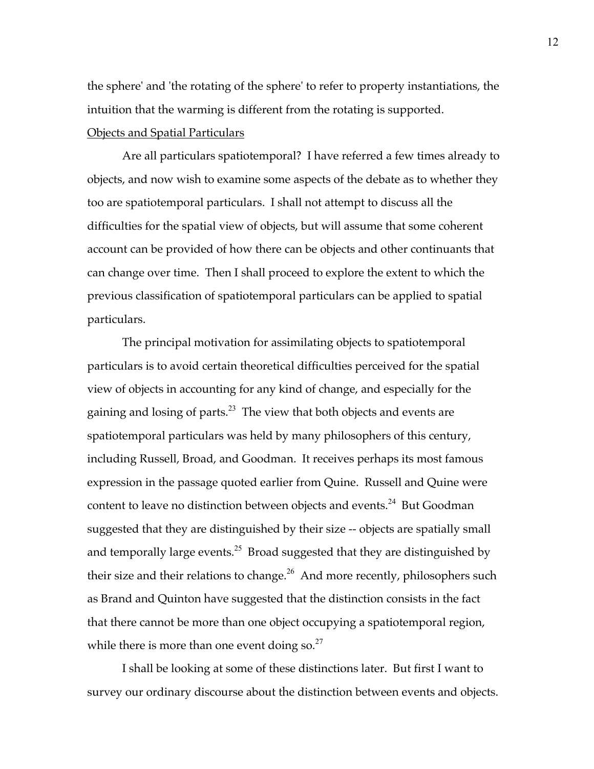the sphere' and 'the rotating of the sphere' to refer to property instantiations, the intuition that the warming is different from the rotating is supported.

Objects and Spatial Particulars

Are all particulars spatiotemporal? I have referred a few times already to objects, and now wish to examine some aspects of the debate as to whether they too are spatiotemporal particulars. I shall not attempt to discuss all the difficulties for the spatial view of objects, but will assume that some coherent account can be provided of how there can be objects and other continuants that can change over time. Then I shall proceed to explore the extent to which the previous classification of spatiotemporal particulars can be applied to spatial particulars.

The principal motivation for assimilating objects to spatiotemporal particulars is to avoid certain theoretical difficulties perceived for the spatial view of objects in accounting for any kind of change, and especially for the gaining and losing of parts.[23] The view that both objects and events are spatiotemporal particulars was held by many philosophers of this century, including Russell, Broad, and Goodman. It receives perhaps its most famous expression in the passage quoted earlier from Quine. Russell and Quine were content to leave no distinction between objects and events.[24] But Goodman suggested that they are distinguished by their size -- objects are spatially small and temporally large events.[25] Broad suggested that they are distinguished by their size and their relations to change.[26] And more recently, philosophers such as Brand and Quinton have suggested that the distinction consists in the fact that there cannot be more than one object occupying a spatiotemporal region, while there is more than one event doing so.[27]

I shall be looking at some of these distinctions later. But first I want to survey our ordinary discourse about the distinction between events and objects.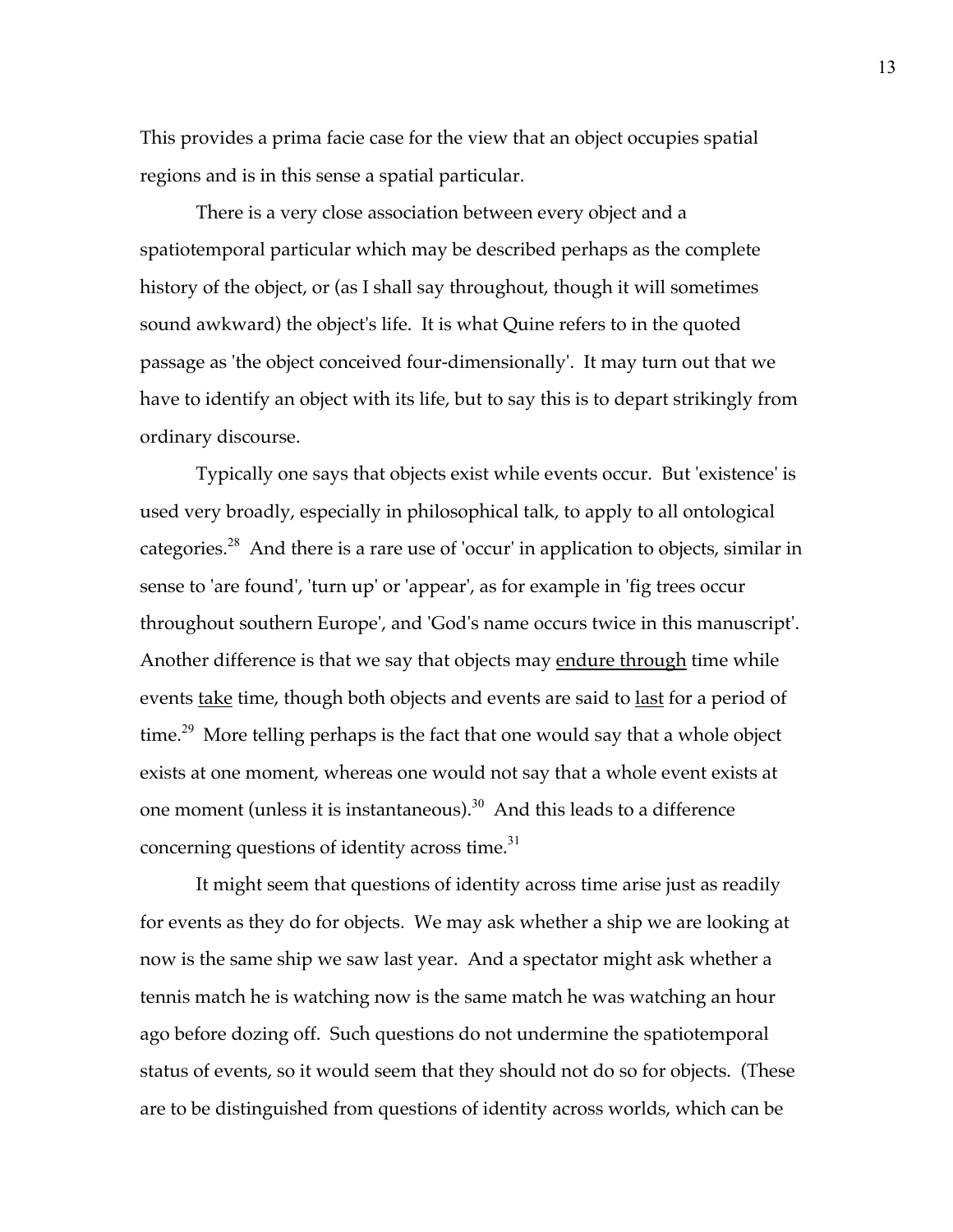This provides a prima facie case for the view that an object occupies spatial regions and is in this sense a spatial particular.

There is a very close association between every object and a spatiotemporal particular which may be described perhaps as the complete history of the object, or (as I shall say throughout, though it will sometimes sound awkward) the object's life. It is what Quine refers to in the quoted passage as 'the object conceived four-dimensionally'. It may turn out that we have to identify an object with its life, but to say this is to depart strikingly from ordinary discourse.

Typically one says that objects exist while events occur. But 'existence' is used very broadly, especially in philosophical talk, to apply to all ontological categories.[28] And there is a rare use of 'occur' in application to objects, similar in sense to 'are found', 'turn up' or 'appear', as for example in 'fig trees occur throughout southern Europe', and 'God's name occurs twice in this manuscript'. Another difference is that we say that objects may <u>endure through</u> time while events <u>take</u> time, though both objects and events are said to <u>last</u> for a period of time.[29] More telling perhaps is the fact that one would say that a whole object exists at one moment, whereas one would not say that a whole event exists at one moment (unless it is instantaneous).[30] And this leads to a difference concerning questions of identity across time.[31]

It might seem that questions of identity across time arise just as readily for events as they do for objects. We may ask whether a ship we are looking at now is the same ship we saw last year. And a spectator might ask whether a tennis match he is watching now is the same match he was watching an hour ago before dozing off. Such questions do not undermine the spatiotemporal status of events, so it would seem that they should not do so for objects. (These are to be distinguished from questions of identity across worlds, which can be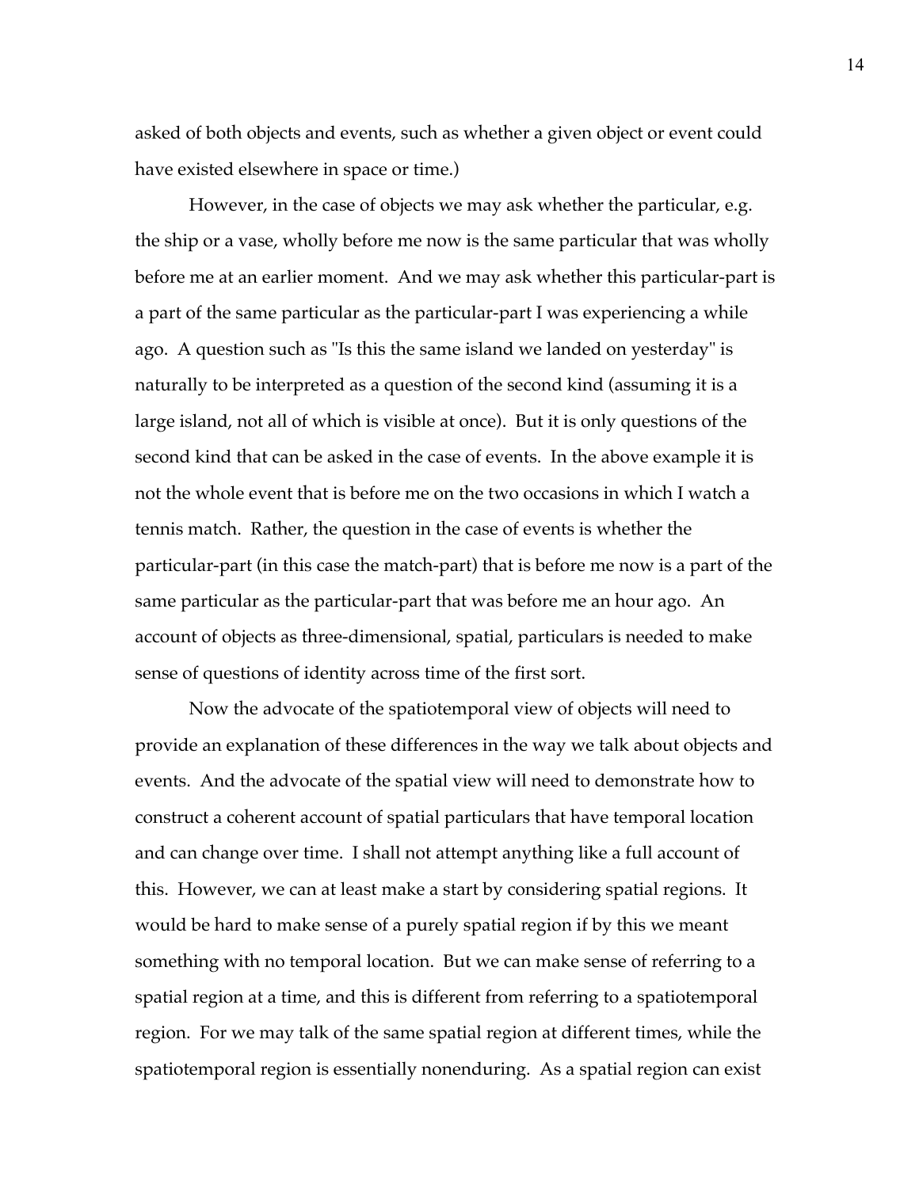asked of both objects and events, such as whether a given object or event could have existed elsewhere in space or time.)

However, in the case of objects we may ask whether the particular, e.g. the ship or a vase, wholly before me now is the same particular that was wholly before me at an earlier moment. And we may ask whether this particular-part is a part of the same particular as the particular-part I was experiencing a while ago. A question such as "Is this the same island we landed on yesterday" is naturally to be interpreted as a question of the second kind (assuming it is a large island, not all of which is visible at once). But it is only questions of the second kind that can be asked in the case of events. In the above example it is not the whole event that is before me on the two occasions in which I watch a tennis match. Rather, the question in the case of events is whether the particular-part (in this case the match-part) that is before me now is a part of the same particular as the particular-part that was before me an hour ago. An account of objects as three-dimensional, spatial, particulars is needed to make sense of questions of identity across time of the first sort.

Now the advocate of the spatiotemporal view of objects will need to provide an explanation of these differences in the way we talk about objects and events. And the advocate of the spatial view will need to demonstrate how to construct a coherent account of spatial particulars that have temporal location and can change over time. I shall not attempt anything like a full account of this. However, we can at least make a start by considering spatial regions. It would be hard to make sense of a purely spatial region if by this we meant something with no temporal location. But we can make sense of referring to a spatial region at a time, and this is different from referring to a spatiotemporal region. For we may talk of the same spatial region at different times, while the spatiotemporal region is essentially nonenduring. As a spatial region can exist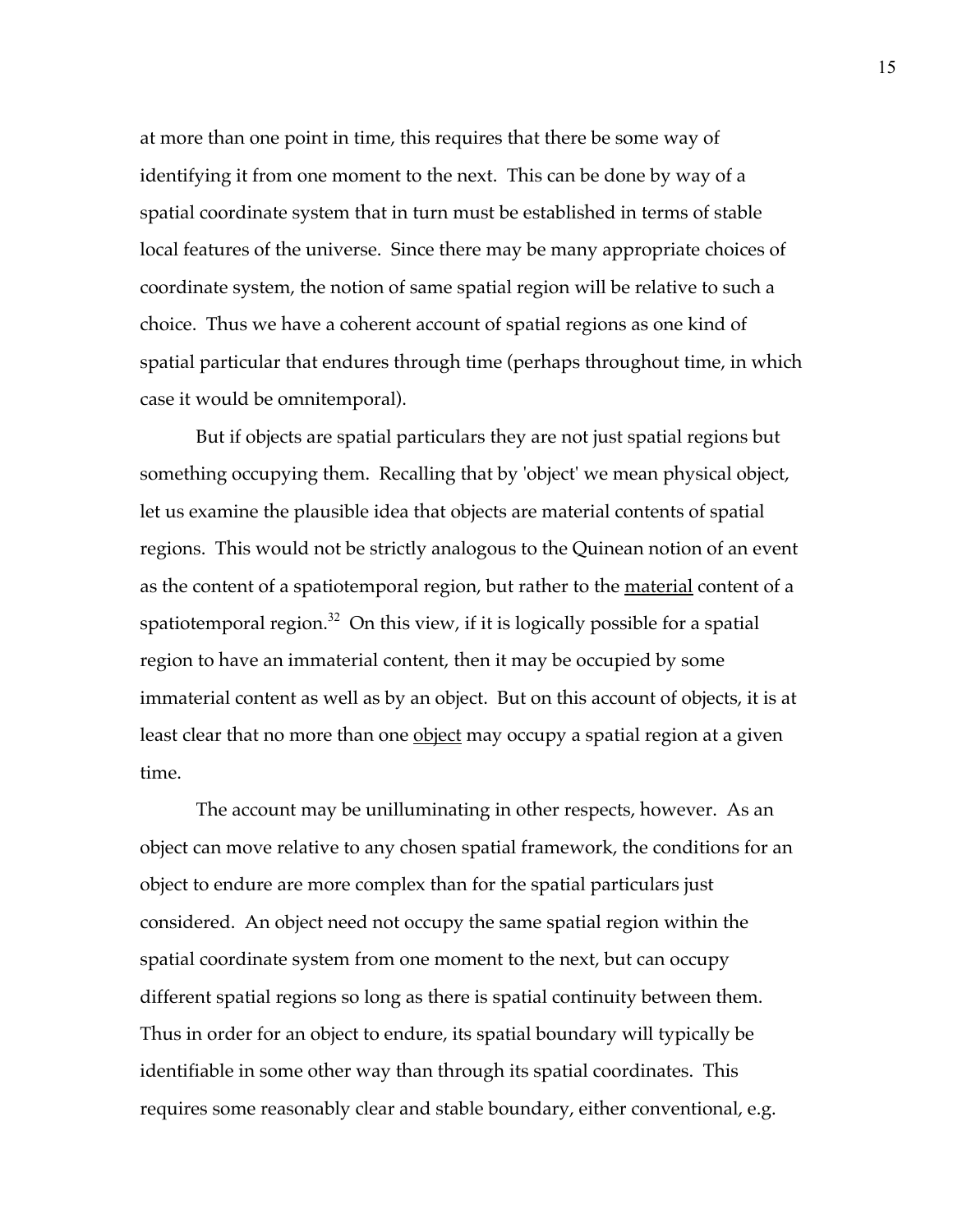at more than one point in time, this requires that there be some way of identifying it from one moment to the next. This can be done by way of a spatial coordinate system that in turn must be established in terms of stable local features of the universe. Since there may be many appropriate choices of coordinate system, the notion of same spatial region will be relative to such a choice. Thus we have a coherent account of spatial regions as one kind of spatial particular that endures through time (perhaps throughout time, in which case it would be omnitemporal).

But if objects are spatial particulars they are not just spatial regions but something occupying them. Recalling that by 'object' we mean physical object, let us examine the plausible idea that objects are material contents of spatial regions. This would not be strictly analogous to the Quinean notion of an event as the content of a spatiotemporal region, but rather to the <u>material</u> content of a spatiotemporal region.[32] On this view, if it is logically possible for a spatial region to have an immaterial content, then it may be occupied by some immaterial content as well as by an object. But on this account of objects, it is at least clear that no more than one <u>object</u> may occupy a spatial region at a given time.

The account may be unilluminating in other respects, however. As an object can move relative to any chosen spatial framework, the conditions for an object to endure are more complex than for the spatial particulars just considered. An object need not occupy the same spatial region within the spatial coordinate system from one moment to the next, but can occupy different spatial regions so long as there is spatial continuity between them. Thus in order for an object to endure, its spatial boundary will typically be identifiable in some other way than through its spatial coordinates. This requires some reasonably clear and stable boundary, either conventional, e.g.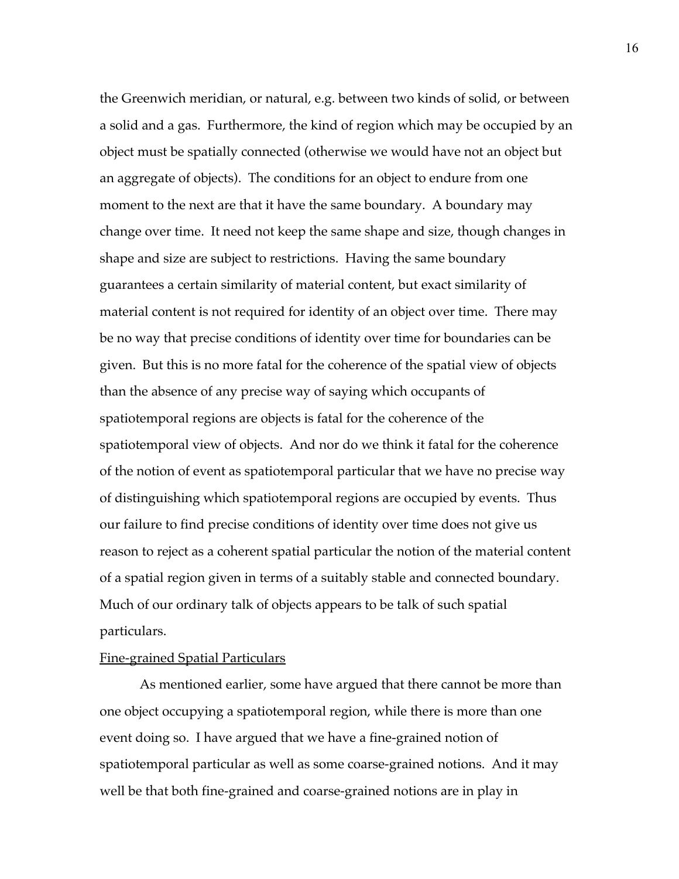the Greenwich meridian, or natural, e.g. between two kinds of solid, or between a solid and a gas. Furthermore, the kind of region which may be occupied by an object must be spatially connected (otherwise we would have not an object but an aggregate of objects). The conditions for an object to endure from one moment to the next are that it have the same boundary. A boundary may change over time. It need not keep the same shape and size, though changes in shape and size are subject to restrictions. Having the same boundary guarantees a certain similarity of material content, but exact similarity of material content is not required for identity of an object over time. There may be no way that precise conditions of identity over time for boundaries can be given. But this is no more fatal for the coherence of the spatial view of objects than the absence of any precise way of saying which occupants of spatiotemporal regions are objects is fatal for the coherence of the spatiotemporal view of objects. And nor do we think it fatal for the coherence of the notion of event as spatiotemporal particular that we have no precise way of distinguishing which spatiotemporal regions are occupied by events. Thus our failure to find precise conditions of identity over time does not give us reason to reject as a coherent spatial particular the notion of the material content of a spatial region given in terms of a suitably stable and connected boundary. Much of our ordinary talk of objects appears to be talk of such spatial particulars.

<u>Fine-grained Spatial Particulars</u>

As mentioned earlier, some have argued that there cannot be more than one object occupying a spatiotemporal region, while there is more than one event doing so. I have argued that we have a fine-grained notion of spatiotemporal particular as well as some coarse-grained notions. And it may well be that both fine-grained and coarse-grained notions are in play in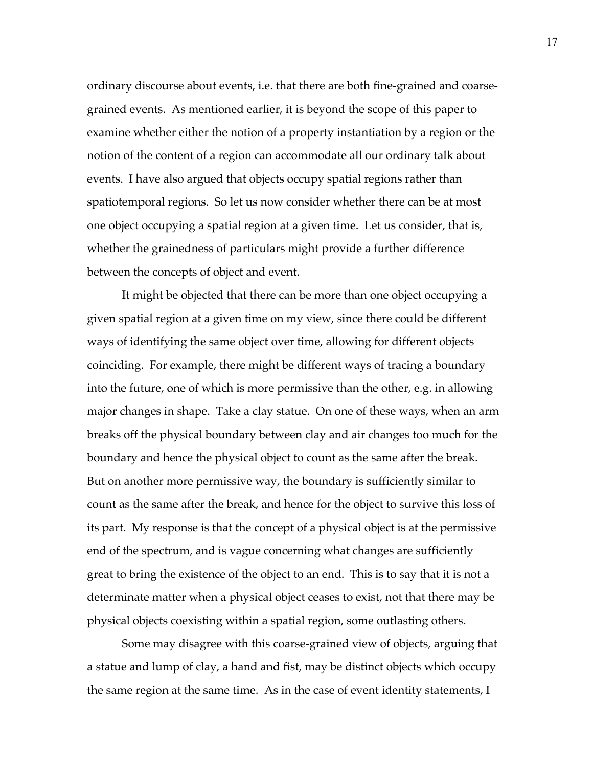ordinary discourse about events, i.e. that there are both fine-grained and coarse-grained events. As mentioned earlier, it is beyond the scope of this paper to examine whether either the notion of a property instantiation by a region or the notion of the content of a region can accommodate all our ordinary talk about events. I have also argued that objects occupy spatial regions rather than spatiotemporal regions. So let us now consider whether there can be at most one object occupying a spatial region at a given time. Let us consider, that is, whether the grainedness of particulars might provide a further difference between the concepts of object and event.

It might be objected that there can be more than one object occupying a given spatial region at a given time on my view, since there could be different ways of identifying the same object over time, allowing for different objects coinciding. For example, there might be different ways of tracing a boundary into the future, one of which is more permissive than the other, e.g. in allowing major changes in shape. Take a clay statue. On one of these ways, when an arm breaks off the physical boundary between clay and air changes too much for the boundary and hence the physical object to count as the same after the break. But on another more permissive way, the boundary is sufficiently similar to count as the same after the break, and hence for the object to survive this loss of its part. My response is that the concept of a physical object is at the permissive end of the spectrum, and is vague concerning what changes are sufficiently great to bring the existence of the object to an end. This is to say that it is not a determinate matter when a physical object ceases to exist, not that there may be physical objects coexisting within a spatial region, some outlasting others.

Some may disagree with this coarse-grained view of objects, arguing that a statue and lump of clay, a hand and fist, may be distinct objects which occupy the same region at the same time. As in the case of event identity statements, I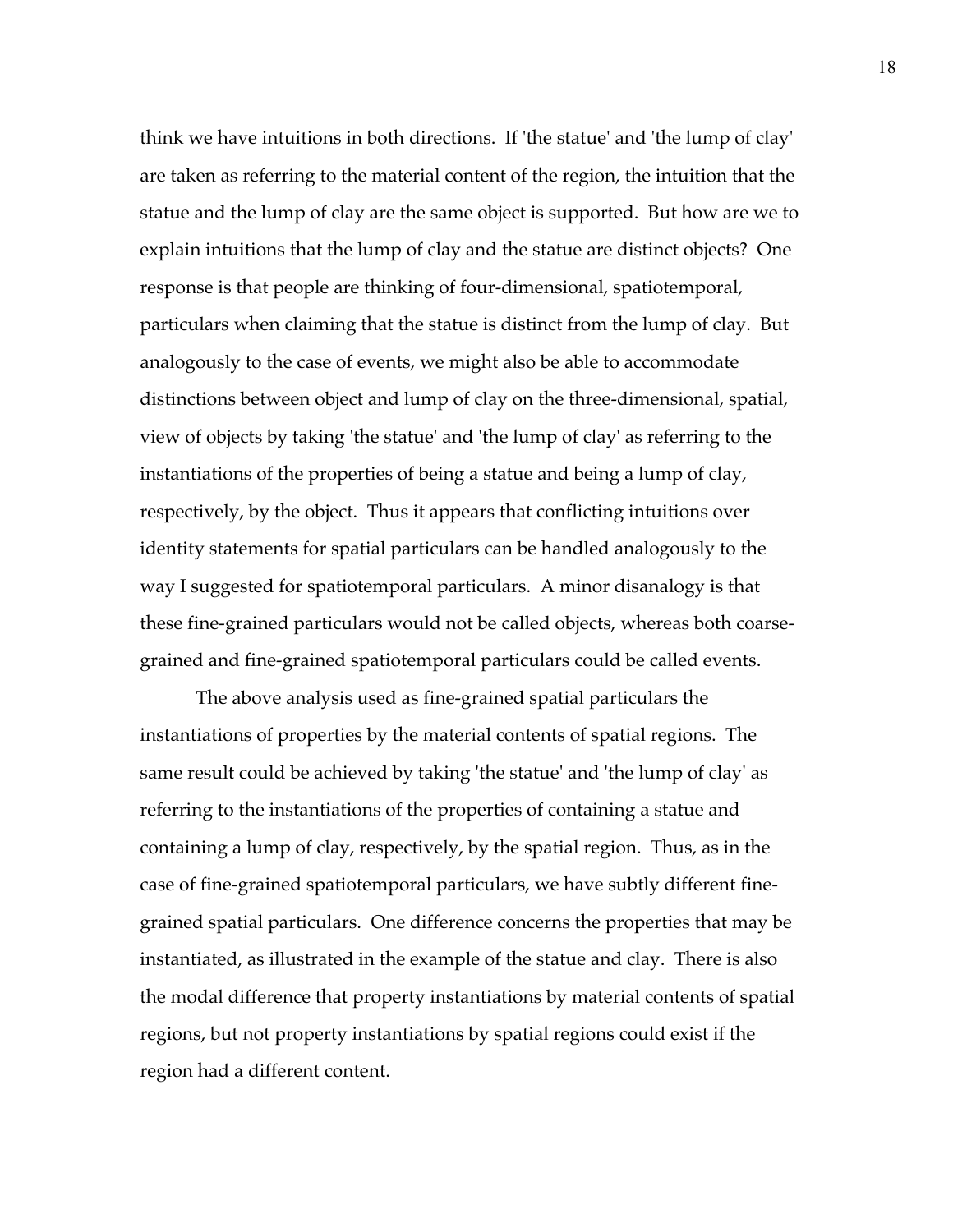think we have intuitions in both directions. If 'the statue' and 'the lump of clay' are taken as referring to the material content of the region, the intuition that the statue and the lump of clay are the same object is supported. But how are we to explain intuitions that the lump of clay and the statue are distinct objects? One response is that people are thinking of four-dimensional, spatiotemporal, particulars when claiming that the statue is distinct from the lump of clay. But analogously to the case of events, we might also be able to accommodate distinctions between object and lump of clay on the three-dimensional, spatial, view of objects by taking 'the statue' and 'the lump of clay' as referring to the instantiations of the properties of being a statue and being a lump of clay, respectively, by the object. Thus it appears that conflicting intuitions over identity statements for spatial particulars can be handled analogously to the way I suggested for spatiotemporal particulars. A minor disanalogy is that these fine-grained particulars would not be called objects, whereas both coarse-grained and fine-grained spatiotemporal particulars could be called events.

The above analysis used as fine-grained spatial particulars the instantiations of properties by the material contents of spatial regions. The same result could be achieved by taking 'the statue' and 'the lump of clay' as referring to the instantiations of the properties of containing a statue and containing a lump of clay, respectively, by the spatial region. Thus, as in the case of fine-grained spatiotemporal particulars, we have subtly different fine-grained spatial particulars. One difference concerns the properties that may be instantiated, as illustrated in the example of the statue and clay. There is also the modal difference that property instantiations by material contents of spatial regions, but not property instantiations by spatial regions could exist if the region had a different content.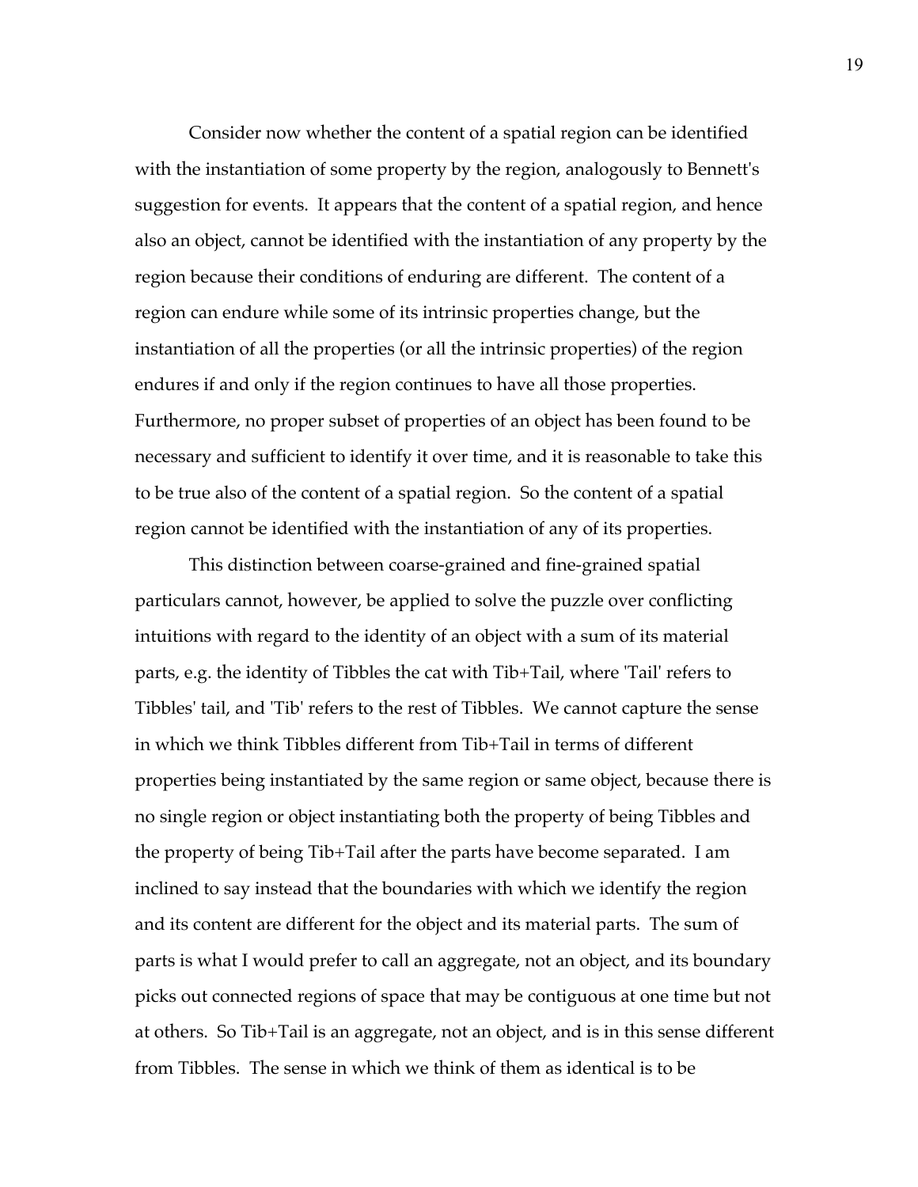Consider now whether the content of a spatial region can be identified with the instantiation of some property by the region, analogously to Bennett's suggestion for events. It appears that the content of a spatial region, and hence also an object, cannot be identified with the instantiation of any property by the region because their conditions of enduring are different. The content of a region can endure while some of its intrinsic properties change, but the instantiation of all the properties (or all the intrinsic properties) of the region endures if and only if the region continues to have all those properties. Furthermore, no proper subset of properties of an object has been found to be necessary and sufficient to identify it over time, and it is reasonable to take this to be true also of the content of a spatial region. So the content of a spatial region cannot be identified with the instantiation of any of its properties.

This distinction between coarse-grained and fine-grained spatial particulars cannot, however, be applied to solve the puzzle over conflicting intuitions with regard to the identity of an object with a sum of its material parts, e.g. the identity of Tibbles the cat with Tib+Tail, where 'Tail' refers to Tibbles' tail, and 'Tib' refers to the rest of Tibbles. We cannot capture the sense in which we think Tibbles different from Tib+Tail in terms of different properties being instantiated by the same region or same object, because there is no single region or object instantiating both the property of being Tibbles and the property of being Tib+Tail after the parts have become separated. I am inclined to say instead that the boundaries with which we identify the region and its content are different for the object and its material parts. The sum of parts is what I would prefer to call an aggregate, not an object, and its boundary picks out connected regions of space that may be contiguous at one time but not at others. So Tib+Tail is an aggregate, not an object, and is in this sense different from Tibbles. The sense in which we think of them as identical is to be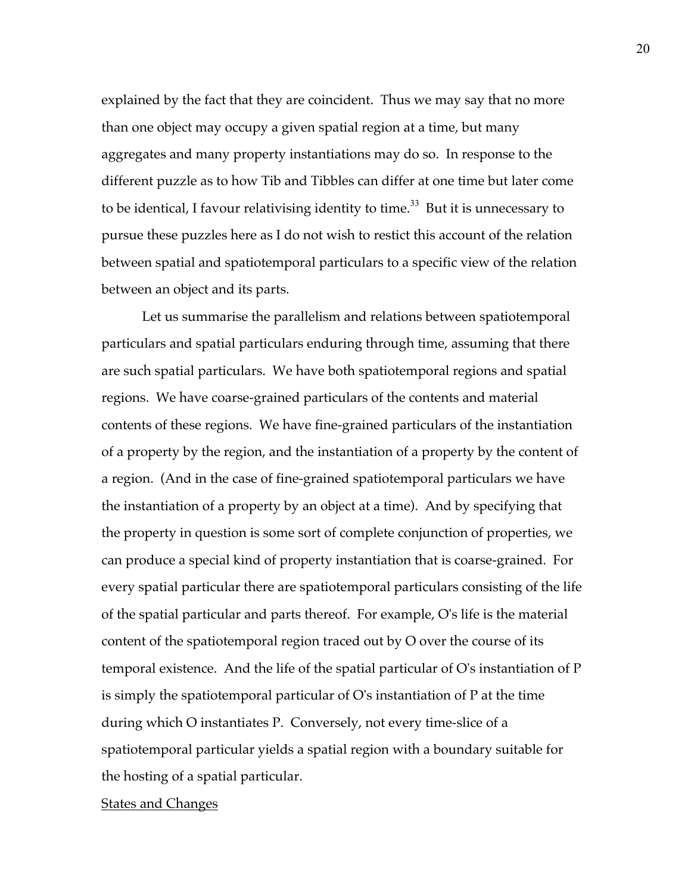explained by the fact that they are coincident. Thus we may say that no more than one object may occupy a given spatial region at a time, but many aggregates and many property instantiations may do so. In response to the different puzzle as to how Tib and Tibbles can differ at one time but later come to be identical, I favour relativising identity to time.[33] But it is unnecessary to pursue these puzzles here as I do not wish to restict this account of the relation between spatial and spatiotemporal particulars to a specific view of the relation between an object and its parts.

Let us summarise the parallelism and relations between spatiotemporal particulars and spatial particulars enduring through time, assuming that there are such spatial particulars. We have both spatiotemporal regions and spatial regions. We have coarse-grained particulars of the contents and material contents of these regions. We have fine-grained particulars of the instantiation of a property by the region, and the instantiation of a property by the content of a region. (And in the case of fine-grained spatiotemporal particulars we have the instantiation of a property by an object at a time). And by specifying that the property in question is some sort of complete conjunction of properties, we can produce a special kind of property instantiation that is coarse-grained. For every spatial particular there are spatiotemporal particulars consisting of the life of the spatial particular and parts thereof. For example, O's life is the material content of the spatiotemporal region traced out by O over the course of its temporal existence. And the life of the spatial particular of O's instantiation of P is simply the spatiotemporal particular of O's instantiation of P at the time during which O instantiates P. Conversely, not every time-slice of a spatiotemporal particular yields a spatial region with a boundary suitable for the hosting of a spatial particular.

<u>States and Changes</u>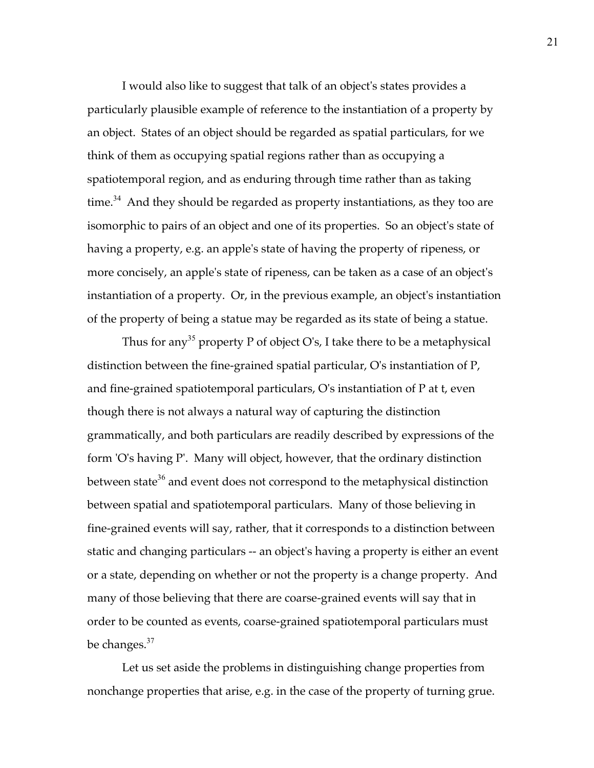I would also like to suggest that talk of an object's states provides a particularly plausible example of reference to the instantiation of a property by an object. States of an object should be regarded as spatial particulars, for we think of them as occupying spatial regions rather than as occupying a spatiotemporal region, and as enduring through time rather than as taking time.[34] And they should be regarded as property instantiations, as they too are isomorphic to pairs of an object and one of its properties. So an object's state of having a property, e.g. an apple's state of having the property of ripeness, or more concisely, an apple's state of ripeness, can be taken as a case of an object's instantiation of a property. Or, in the previous example, an object's instantiation of the property of being a statue may be regarded as its state of being a statue.

Thus for any[35] property P of object O's, I take there to be a metaphysical distinction between the fine-grained spatial particular, O's instantiation of P, and fine-grained spatiotemporal particulars, O's instantiation of P at t, even though there is not always a natural way of capturing the distinction grammatically, and both particulars are readily described by expressions of the form 'O's having P'. Many will object, however, that the ordinary distinction between state[36] and event does not correspond to the metaphysical distinction between spatial and spatiotemporal particulars. Many of those believing in fine-grained events will say, rather, that it corresponds to a distinction between static and changing particulars -- an object's having a property is either an event or a state, depending on whether or not the property is a change property. And many of those believing that there are coarse-grained events will say that in order to be counted as events, coarse-grained spatiotemporal particulars must be changes.[37]

Let us set aside the problems in distinguishing change properties from nonchange properties that arise, e.g. in the case of the property of turning grue.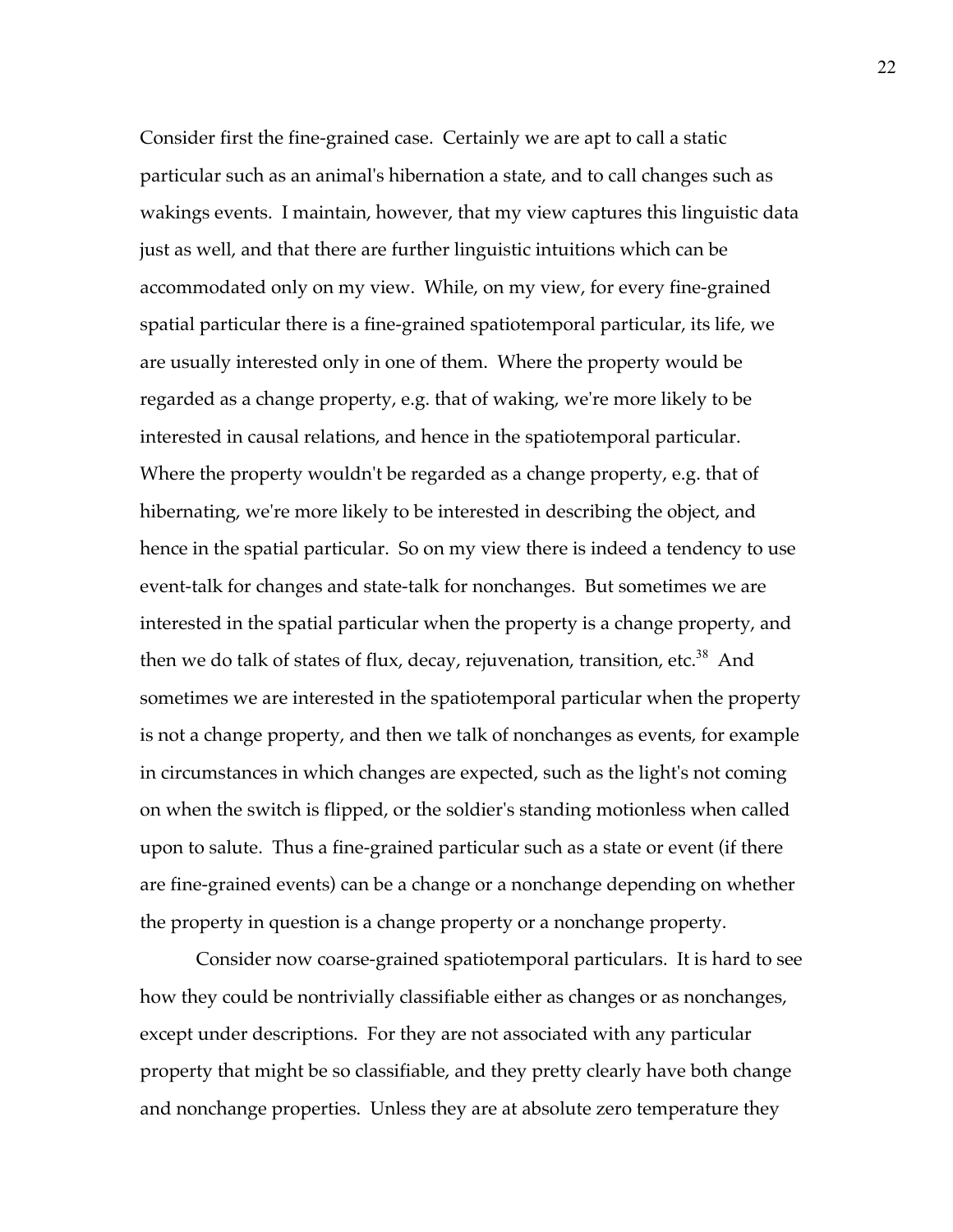Consider first the fine-grained case. Certainly we are apt to call a static particular such as an animal's hibernation a state, and to call changes such as wakings events. I maintain, however, that my view captures this linguistic data just as well, and that there are further linguistic intuitions which can be accommodated only on my view. While, on my view, for every fine-grained spatial particular there is a fine-grained spatiotemporal particular, its life, we are usually interested only in one of them. Where the property would be regarded as a change property, e.g. that of waking, we're more likely to be interested in causal relations, and hence in the spatiotemporal particular. Where the property wouldn't be regarded as a change property, e.g. that of hibernating, we're more likely to be interested in describing the object, and hence in the spatial particular. So on my view there is indeed a tendency to use event-talk for changes and state-talk for nonchanges. But sometimes we are interested in the spatial particular when the property is a change property, and then we do talk of states of flux, decay, rejuvenation, transition, etc.[38] And sometimes we are interested in the spatiotemporal particular when the property is not a change property, and then we talk of nonchanges as events, for example in circumstances in which changes are expected, such as the light's not coming on when the switch is flipped, or the soldier's standing motionless when called upon to salute. Thus a fine-grained particular such as a state or event (if there are fine-grained events) can be a change or a nonchange depending on whether the property in question is a change property or a nonchange property.

Consider now coarse-grained spatiotemporal particulars. It is hard to see how they could be nontrivially classifiable either as changes or as nonchanges, except under descriptions. For they are not associated with any particular property that might be so classifiable, and they pretty clearly have both change and nonchange properties. Unless they are at absolute zero temperature they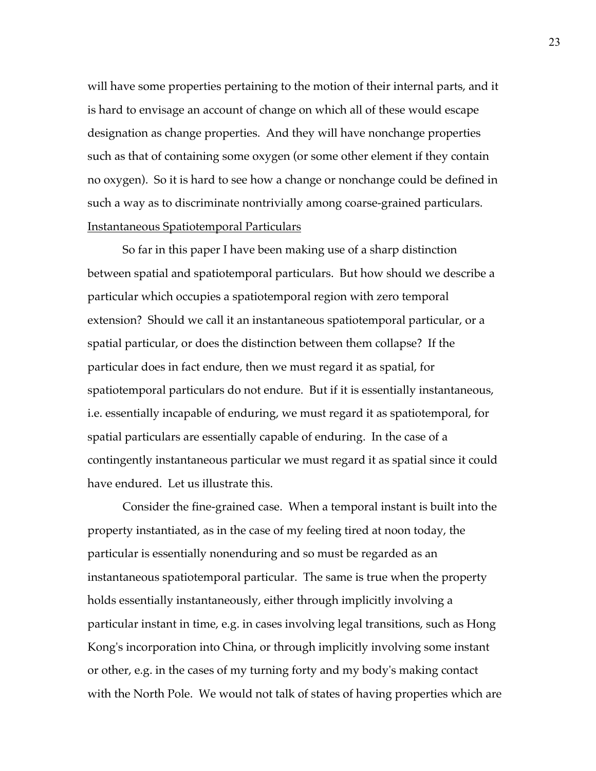will have some properties pertaining to the motion of their internal parts, and it is hard to envisage an account of change on which all of these would escape designation as change properties. And they will have nonchange properties such as that of containing some oxygen (or some other element if they contain no oxygen). So it is hard to see how a change or nonchange could be defined in such a way as to discriminate nontrivially among coarse-grained particulars.

## Instantaneous Spatiotemporal Particulars

So far in this paper I have been making use of a sharp distinction between spatial and spatiotemporal particulars. But how should we describe a particular which occupies a spatiotemporal region with zero temporal extension? Should we call it an instantaneous spatiotemporal particular, or a spatial particular, or does the distinction between them collapse? If the particular does in fact endure, then we must regard it as spatial, for spatiotemporal particulars do not endure. But if it is essentially instantaneous, i.e. essentially incapable of enduring, we must regard it as spatiotemporal, for spatial particulars are essentially capable of enduring. In the case of a contingently instantaneous particular we must regard it as spatial since it could have endured. Let us illustrate this.

Consider the fine-grained case. When a temporal instant is built into the property instantiated, as in the case of my feeling tired at noon today, the particular is essentially nonenduring and so must be regarded as an instantaneous spatiotemporal particular. The same is true when the property holds essentially instantaneously, either through implicitly involving a particular instant in time, e.g. in cases involving legal transitions, such as Hong Kong's incorporation into China, or through implicitly involving some instant or other, e.g. in the cases of my turning forty and my body's making contact with the North Pole. We would not talk of states of having properties which are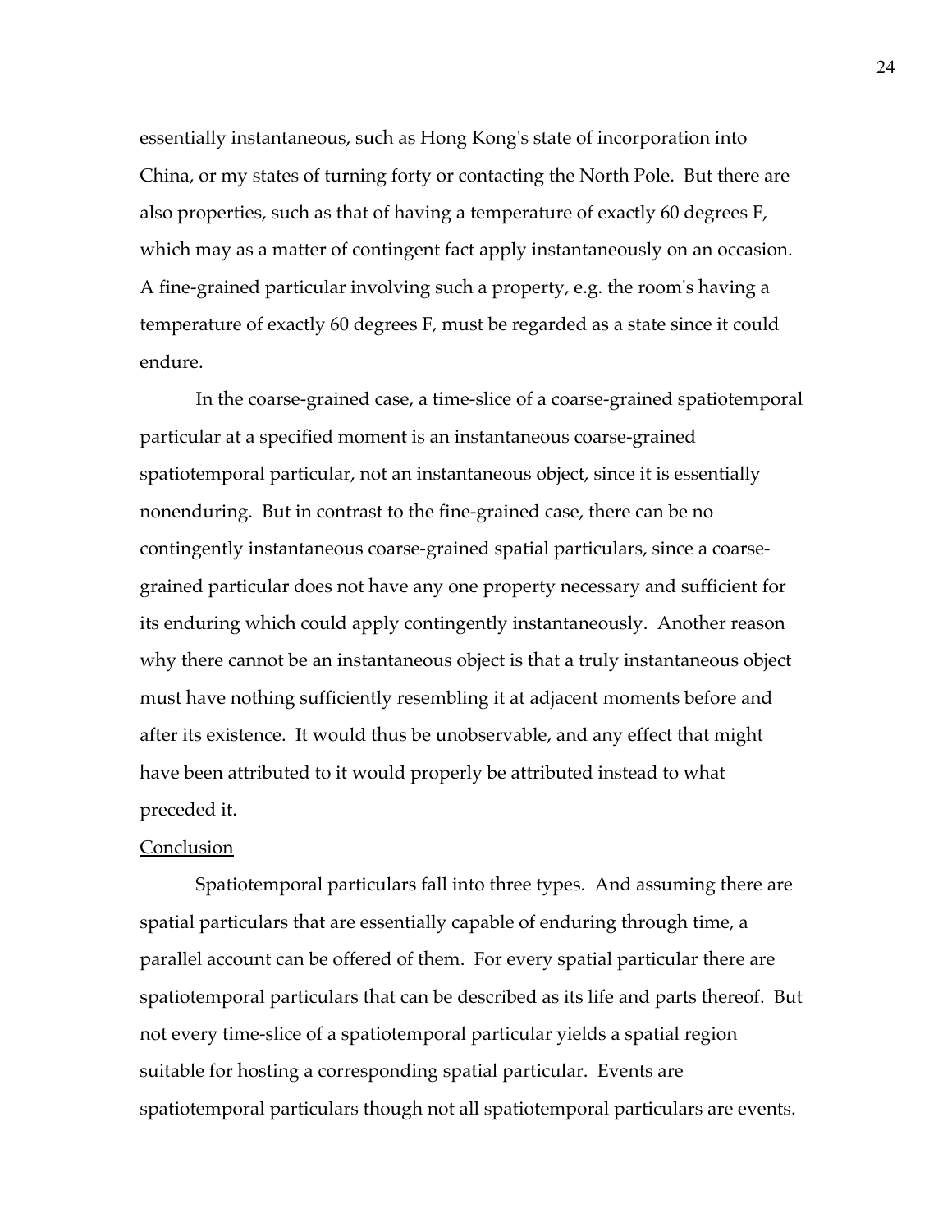essentially instantaneous, such as Hong Kong's state of incorporation into China, or my states of turning forty or contacting the North Pole. But there are also properties, such as that of having a temperature of exactly 60 degrees F, which may as a matter of contingent fact apply instantaneously on an occasion. A fine-grained particular involving such a property, e.g. the room's having a temperature of exactly 60 degrees F, must be regarded as a state since it could endure.

In the coarse-grained case, a time-slice of a coarse-grained spatiotemporal particular at a specified moment is an instantaneous coarse-grained spatiotemporal particular, not an instantaneous object, since it is essentially nonenduring. But in contrast to the fine-grained case, there can be no contingently instantaneous coarse-grained spatial particulars, since a coarse-grained particular does not have any one property necessary and sufficient for its enduring which could apply contingently instantaneously. Another reason why there cannot be an instantaneous object is that a truly instantaneous object must have nothing sufficiently resembling it at adjacent moments before and after its existence. It would thus be unobservable, and any effect that might have been attributed to it would properly be attributed instead to what preceded it.

## Conclusion

Spatiotemporal particulars fall into three types. And assuming there are spatial particulars that are essentially capable of enduring through time, a parallel account can be offered of them. For every spatial particular there are spatiotemporal particulars that can be described as its life and parts thereof. But not every time-slice of a spatiotemporal particular yields a spatial region suitable for hosting a corresponding spatial particular. Events are spatiotemporal particulars though not all spatiotemporal particulars are events.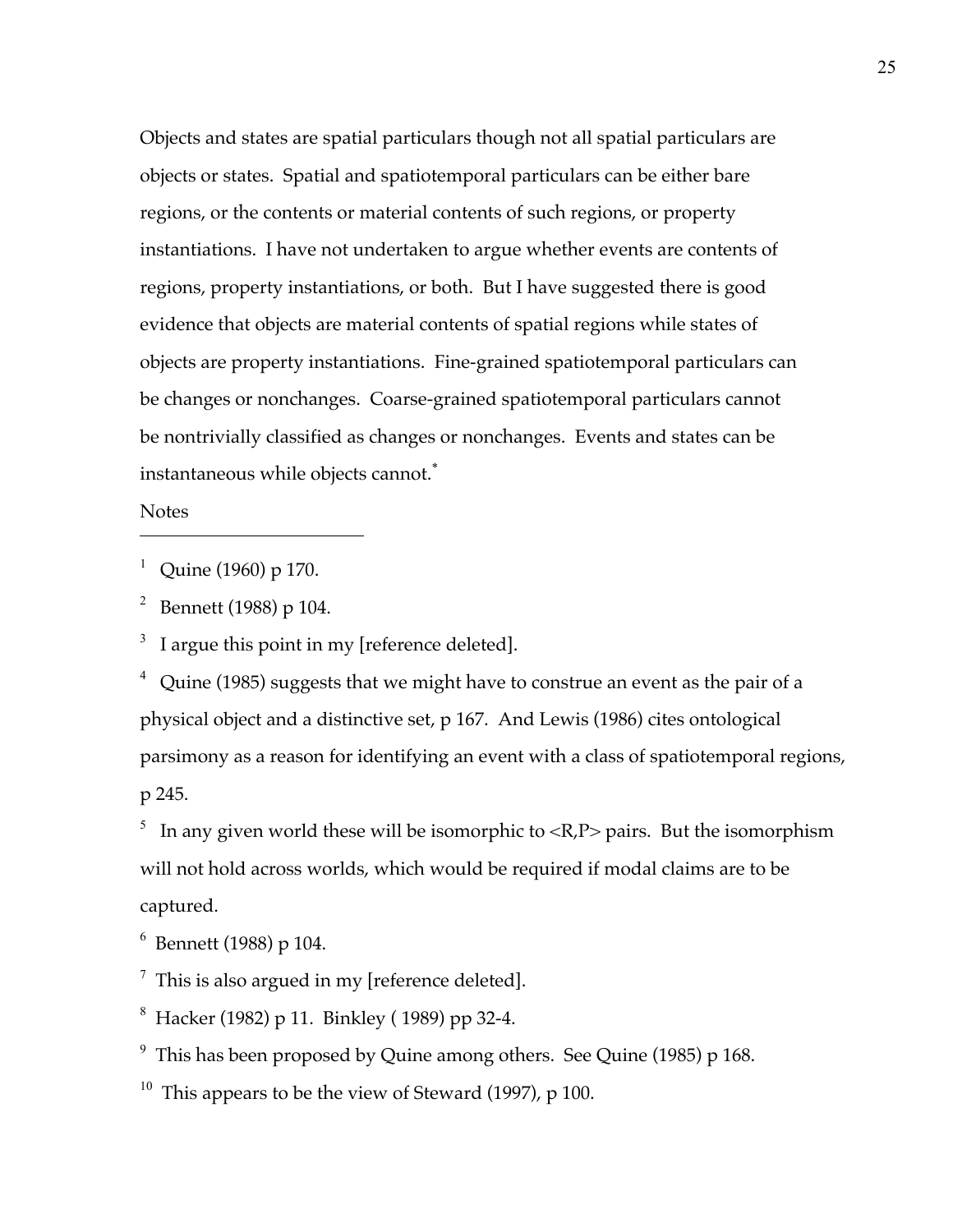Objects and states are spatial particulars though not all spatial particulars are objects or states. Spatial and spatiotemporal particulars can be either bare regions, or the contents or material contents of such regions, or property instantiations. I have not undertaken to argue whether events are contents of regions, property instantiations, or both. But I have suggested there is good evidence that objects are material contents of spatial regions while states of objects are property instantiations. Fine-grained spatiotemporal particulars can be changes or nonchanges. Coarse-grained spatiotemporal particulars cannot be nontrivially classified as changes or nonchanges. Events and states can be instantaneous while objects cannot.[*]

Notes

---

[1] Quine (1960) p 170.

[2] Bennett (1988) p 104.

[3] I argue this point in my [reference deleted].

[4] Quine (1985) suggests that we might have to construe an event as the pair of a physical object and a distinctive set, p 167. And Lewis (1986) cites ontological parsimony as a reason for identifying an event with a class of spatiotemporal regions, p 245.

[5] In any given world these will be isomorphic to <R,P> pairs. But the isomorphism will not hold across worlds, which would be required if modal claims are to be captured.

[6] Bennett (1988) p 104.

[7] This is also argued in my [reference deleted].

[8] Hacker (1982) p 11. Binkley ( 1989) pp 32-4.

[9] This has been proposed by Quine among others. See Quine (1985) p 168.

[10] This appears to be the view of Steward (1997), p 100.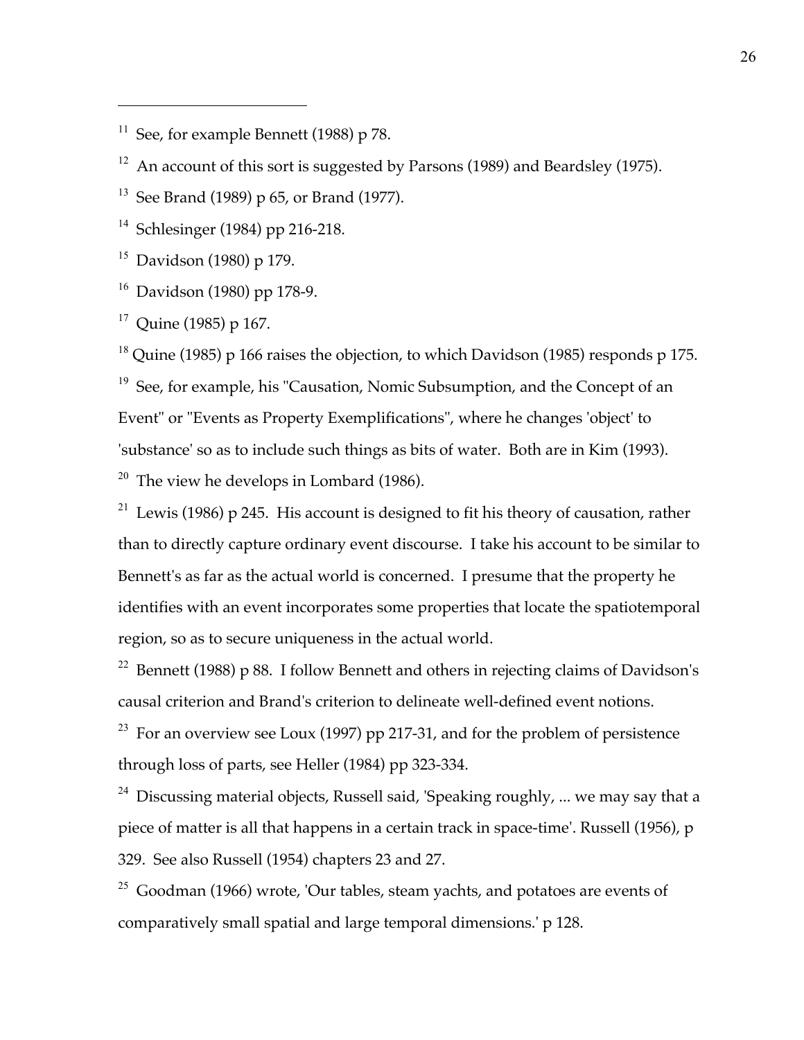[11] See, for example Bennett (1988) p 78.

[12] An account of this sort is suggested by Parsons (1989) and Beardsley (1975).

[13] See Brand (1989) p 65, or Brand (1977).

[14] Schlesinger (1984) pp 216-218.

[15] Davidson (1980) p 179.

[16] Davidson (1980) pp 178-9.

[17] Quine (1985) p 167.

[18] Quine (1985) p 166 raises the objection, to which Davidson (1985) responds p 175.

[19] See, for example, his "Causation, Nomic Subsumption, and the Concept of an Event" or "Events as Property Exemplifications", where he changes 'object' to 'substance' so as to include such things as bits of water. Both are in Kim (1993).

[20] The view he develops in Lombard (1986).

[21] Lewis (1986) p 245. His account is designed to fit his theory of causation, rather than to directly capture ordinary event discourse. I take his account to be similar to Bennett's as far as the actual world is concerned. I presume that the property he identifies with an event incorporates some properties that locate the spatiotemporal region, so as to secure uniqueness in the actual world.

[22] Bennett (1988) p 88. I follow Bennett and others in rejecting claims of Davidson's causal criterion and Brand's criterion to delineate well-defined event notions.

[23] For an overview see Loux (1997) pp 217-31, and for the problem of persistence through loss of parts, see Heller (1984) pp 323-334.

[24] Discussing material objects, Russell said, 'Speaking roughly, ... we may say that a piece of matter is all that happens in a certain track in space-time'. Russell (1956), p 329. See also Russell (1954) chapters 23 and 27.

[25] Goodman (1966) wrote, 'Our tables, steam yachts, and potatoes are events of comparatively small spatial and large temporal dimensions.' p 128.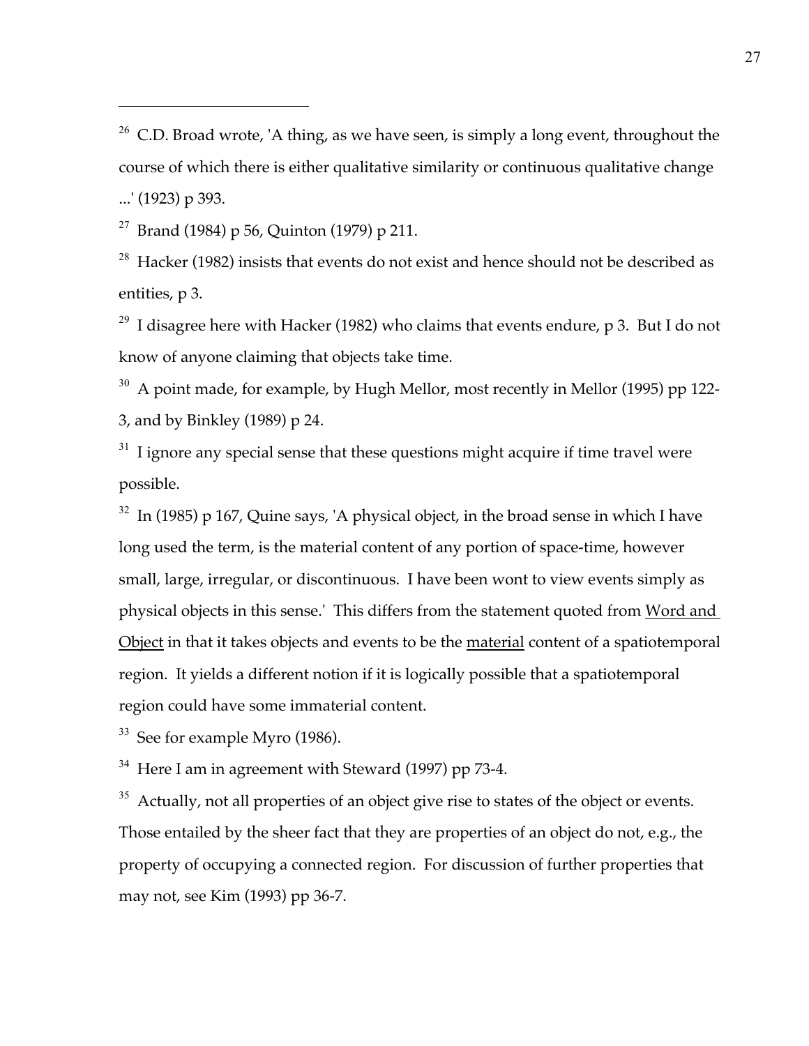[26] C.D. Broad wrote, 'A thing, as we have seen, is simply a long event, throughout the course of which there is either qualitative similarity or continuous qualitative change ...' (1923) p 393.

[27] Brand (1984) p 56, Quinton (1979) p 211.

[28] Hacker (1982) insists that events do not exist and hence should not be described as entities, p 3.

[29] I disagree here with Hacker (1982) who claims that events endure, p 3. But I do not know of anyone claiming that objects take time.

[30] A point made, for example, by Hugh Mellor, most recently in Mellor (1995) pp 122-3, and by Binkley (1989) p 24.

[31] I ignore any special sense that these questions might acquire if time travel were possible.

[32] In (1985) p 167, Quine says, 'A physical object, in the broad sense in which I have long used the term, is the material content of any portion of space-time, however small, large, irregular, or discontinuous. I have been wont to view events simply as physical objects in this sense.' This differs from the statement quoted from Word and Object in that it takes objects and events to be the material content of a spatiotemporal region. It yields a different notion if it is logically possible that a spatiotemporal region could have some immaterial content.

[33] See for example Myro (1986).

[34] Here I am in agreement with Steward (1997) pp 73-4.

[35] Actually, not all properties of an object give rise to states of the object or events. Those entailed by the sheer fact that they are properties of an object do not, e.g., the property of occupying a connected region. For discussion of further properties that may not, see Kim (1993) pp 36-7.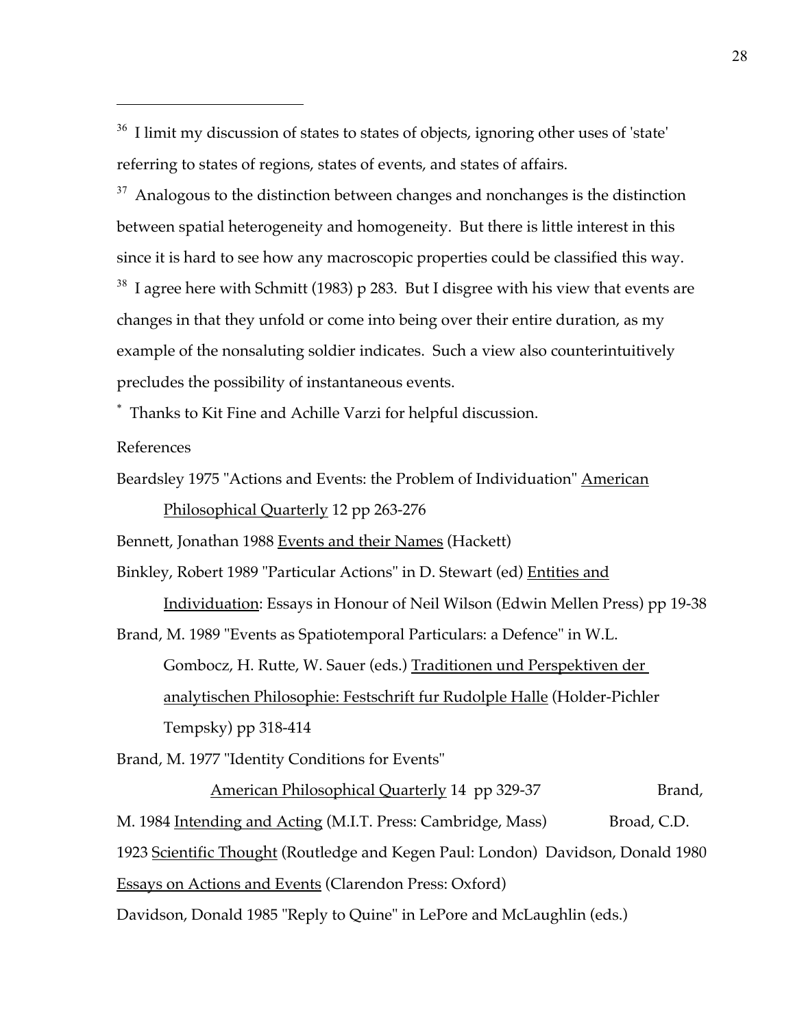[36] I limit my discussion of states to states of objects, ignoring other uses of 'state' referring to states of regions, states of events, and states of affairs.

[37] Analogous to the distinction between changes and nonchanges is the distinction between spatial heterogeneity and homogeneity. But there is little interest in this since it is hard to see how any macroscopic properties could be classified this way.

[38] I agree here with Schmitt (1983) p 283. But I disagree with his view that events are changes in that they unfold or come into being over their entire duration, as my example of the nonsaluting soldier indicates. Such a view also counterintuitively precludes the possibility of instantaneous events.

[*] Thanks to Kit Fine and Achille Varzi for helpful discussion.

References

Beardsley 1975 "Actions and Events: the Problem of Individuation" American Philosophical Quarterly 12 pp 263-276

Bennett, Jonathan 1988 Events and their Names (Hackett)

Binkley, Robert 1989 "Particular Actions" in D. Stewart (ed) Entities and Individuation: Essays in Honour of Neil Wilson (Edwin Mellen Press) pp 19-38

Brand, M. 1989 "Events as Spatiotemporal Particulars: a Defence" in W.L. Gombocz, H. Rutte, W. Sauer (eds.) Traditionen und Perspektiven der analytischen Philosophie: Festschrift fur Rudolple Halle (Holder-Pichler Tempsky) pp 318-414

Brand, M. 1977 "Identity Conditions for Events" American Philosophical Quarterly 14 pp 329-37

Brand, M. 1984 Intending and Acting (M.I.T. Press: Cambridge, Mass)

Broad, C.D. 1923 Scientific Thought (Routledge and Kegen Paul: London)

Davidson, Donald 1980 Essays on Actions and Events (Clarendon Press: Oxford)

Davidson, Donald 1985 "Reply to Quine" in LePore and McLaughlin (eds.)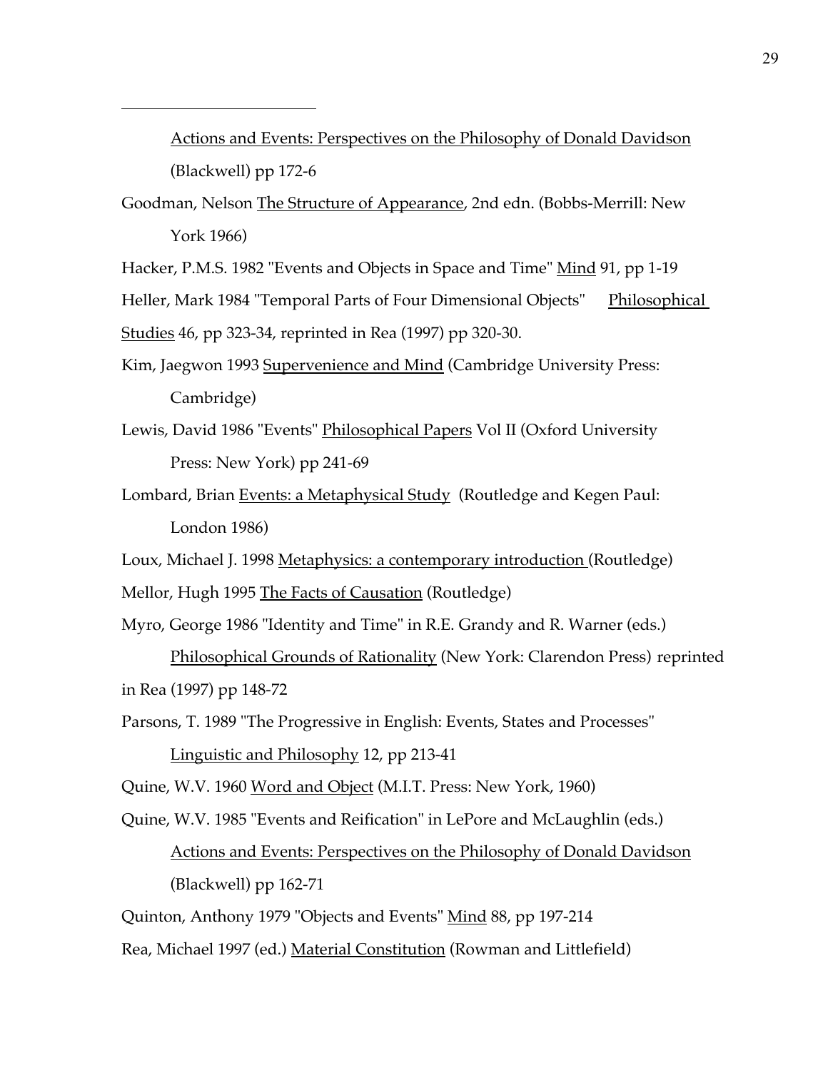Actions and Events: Perspectives on the Philosophy of Donald Davidson (Blackwell) pp 172-6

Goodman, Nelson The Structure of Appearance, 2nd edn. (Bobbs-Merrill: New York 1966)

Hacker, P.M.S. 1982 "Events and Objects in Space and Time" Mind 91, pp 1-19

Heller, Mark 1984 "Temporal Parts of Four Dimensional Objects" Philosophical Studies 46, pp 323-34, reprinted in Rea (1997) pp 320-30.

Kim, Jaegwon 1993 Supervenience and Mind (Cambridge University Press: Cambridge)

Lewis, David 1986 "Events" Philosophical Papers Vol II (Oxford University Press: New York) pp 241-69

Lombard, Brian Events: a Metaphysical Study (Routledge and Kegen Paul: London 1986)

Loux, Michael J. 1998 Metaphysics: a contemporary introduction (Routledge)

Mellor, Hugh 1995 The Facts of Causation (Routledge)

Myro, George 1986 "Identity and Time" in R.E. Grandy and R. Warner (eds.) Philosophical Grounds of Rationality (New York: Clarendon Press) reprinted in Rea (1997) pp 148-72

Parsons, T. 1989 "The Progressive in English: Events, States and Processes" Linguistic and Philosophy 12, pp 213-41

Quine, W.V. 1960 Word and Object (M.I.T. Press: New York, 1960)

Quine, W.V. 1985 "Events and Reification" in LePore and McLaughlin (eds.) Actions and Events: Perspectives on the Philosophy of Donald Davidson (Blackwell) pp 162-71

Quinton, Anthony 1979 "Objects and Events" Mind 88, pp 197-214

Rea, Michael 1997 (ed.) Material Constitution (Rowman and Littlefield)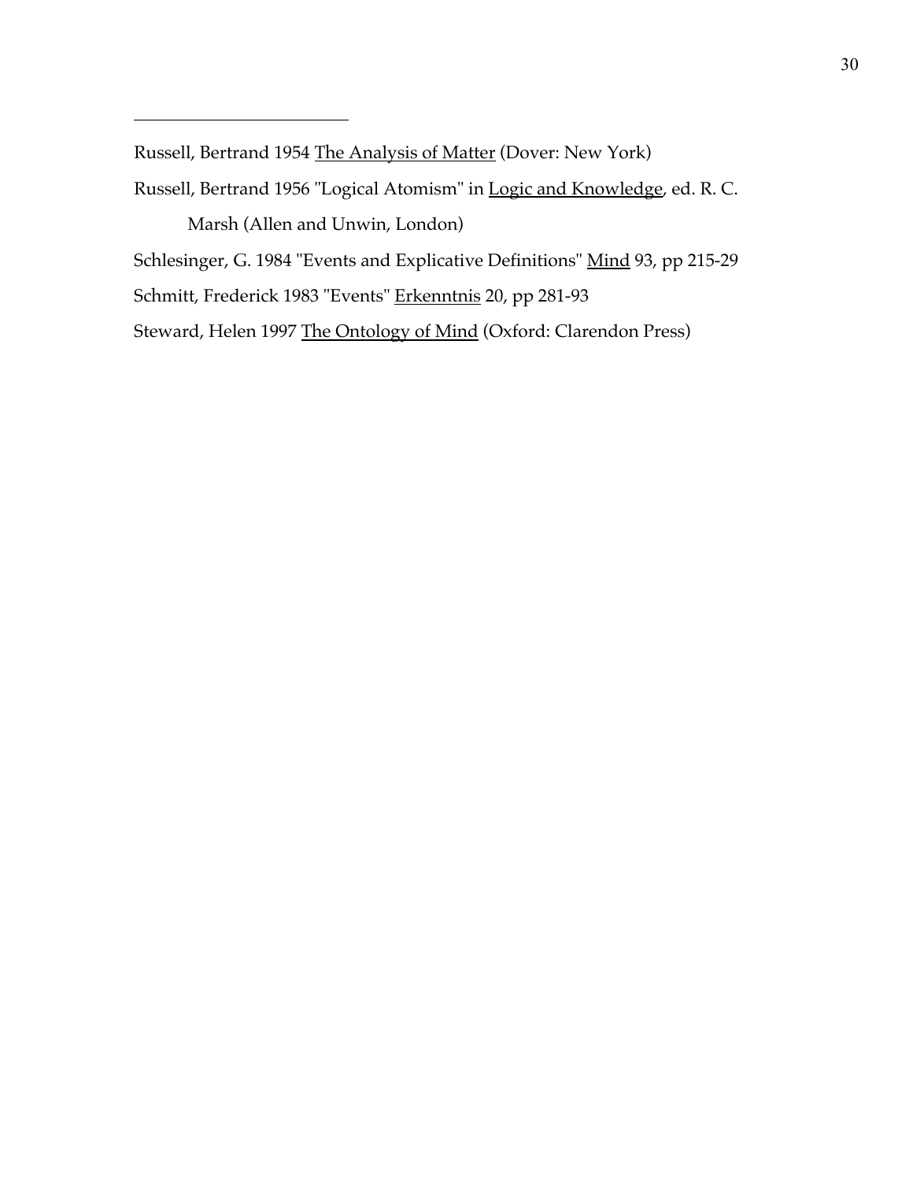Russell, Bertrand 1954 The Analysis of Matter (Dover: New York)

Russell, Bertrand 1956 "Logical Atomism" in Logic and Knowledge, ed. R. C. Marsh (Allen and Unwin, London)

Schlesinger, G. 1984 "Events and Explicative Definitions" Mind 93, pp 215-29

Schmitt, Frederick 1983 "Events" Erkenntnis 20, pp 281-93

Steward, Helen 1997 The Ontology of Mind (Oxford: Clarendon Press)